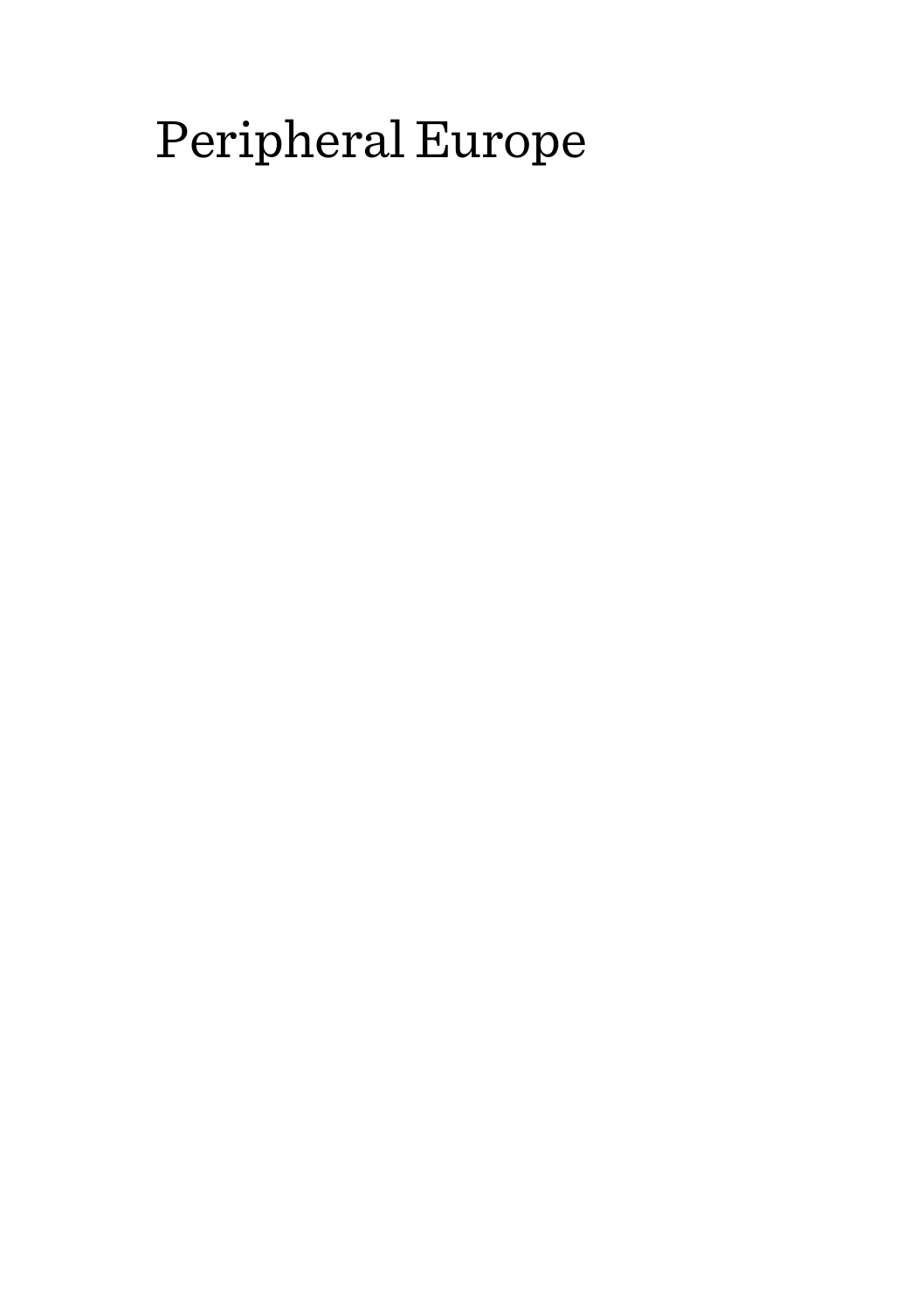# Peripheral Europe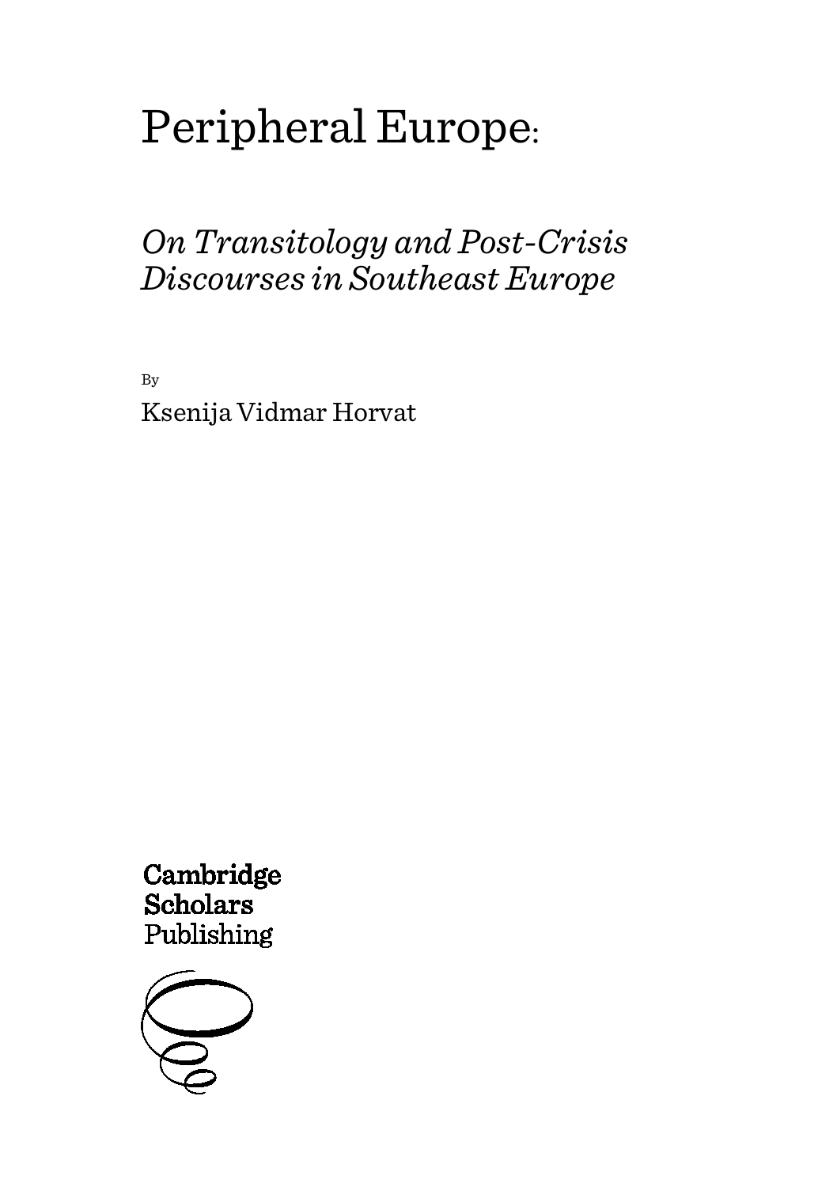# Peripheral Europe:

## *On Transitology and Post-Crisis Discourses in Southeast Europe*

By

Ksenija Vidmar Horvat

**Cambridge Scholars**
Publishing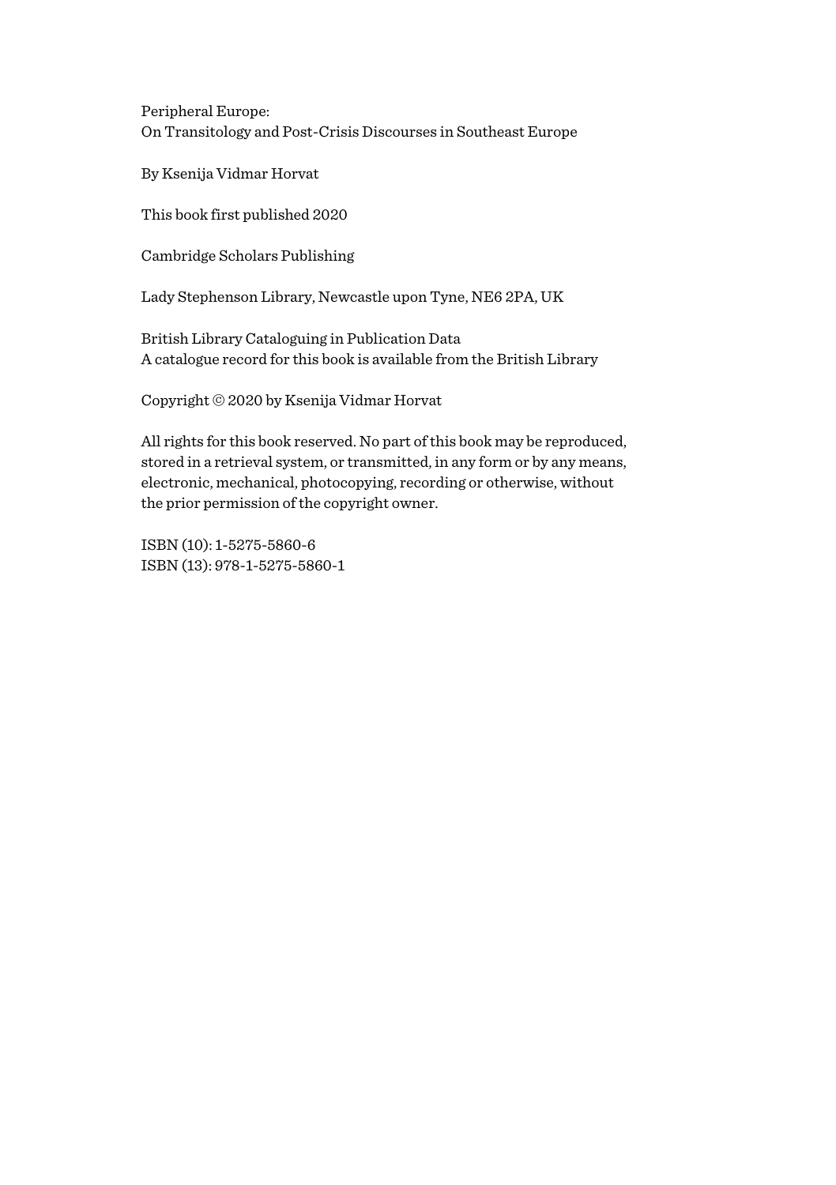Peripheral Europe:
On Transitology and Post-Crisis Discourses in Southeast Europe

By Ksenija Vidmar Horvat

This book first published 2020

Cambridge Scholars Publishing

Lady Stephenson Library, Newcastle upon Tyne, NE6 2PA, UK

British Library Cataloguing in Publication Data
A catalogue record for this book is available from the British Library

Copyright © 2020 by Ksenija Vidmar Horvat

All rights for this book reserved. No part of this book may be reproduced, stored in a retrieval system, or transmitted, in any form or by any means, electronic, mechanical, photocopying, recording or otherwise, without the prior permission of the copyright owner.

ISBN (10): 1-5275-5860-6
ISBN (13): 978-1-5275-5860-1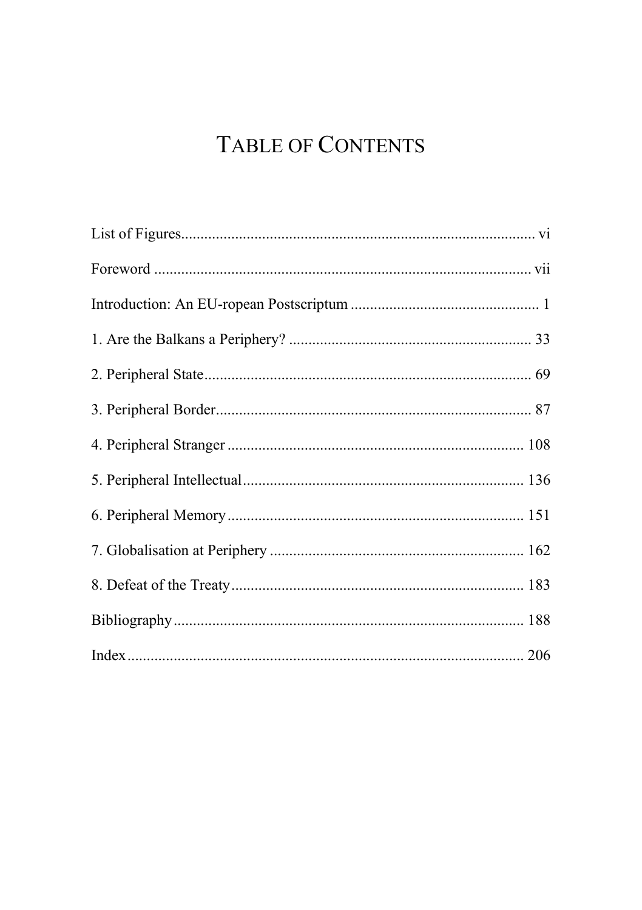# TABLE OF CONTENTS

List of Figures........................................................................................... vi

Foreword .................................................................................................. vii

Introduction: An EU-ropean Postscriptum ................................................ 1

1. Are the Balkans a Periphery? .............................................................. 33

2. Peripheral State.................................................................................... 69

3. Peripheral Border................................................................................. 87

4. Peripheral Stranger ............................................................................ 108

5. Peripheral Intellectual......................................................................... 136

6. Peripheral Memory ............................................................................ 151

7. Globalisation at Periphery ................................................................. 162

8. Defeat of the Treaty........................................................................... 183

Bibliography.......................................................................................... 188

Index ...................................................................................................... 206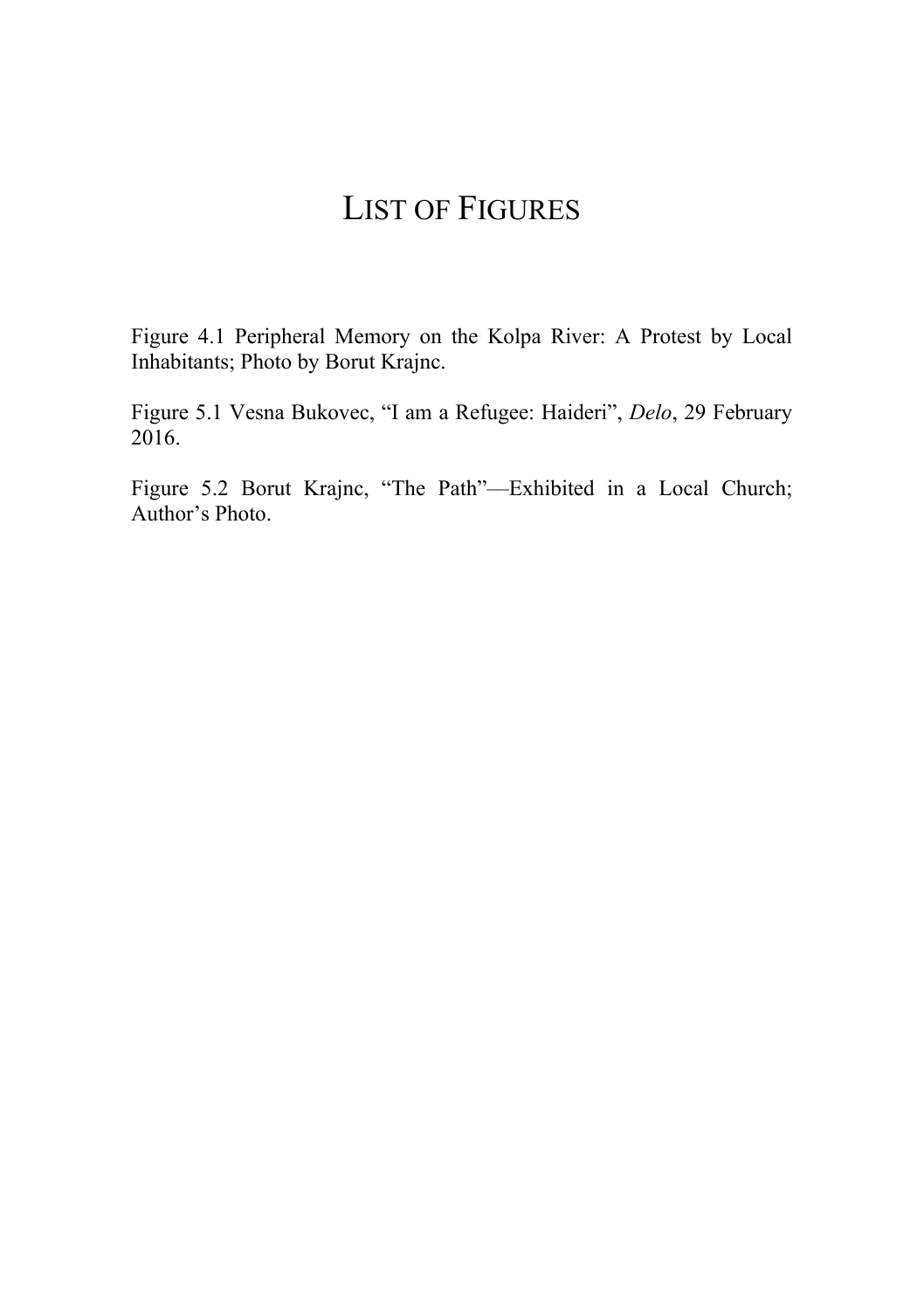# LIST OF FIGURES

Figure 4.1 Peripheral Memory on the Kolpa River: A Protest by Local Inhabitants; Photo by Borut Krajnc.

Figure 5.1 Vesna Bukovec, "I am a Refugee: Haideri", *Delo*, 29 February 2016.

Figure 5.2 Borut Krajnc, "The Path"—Exhibited in a Local Church; Author's Photo.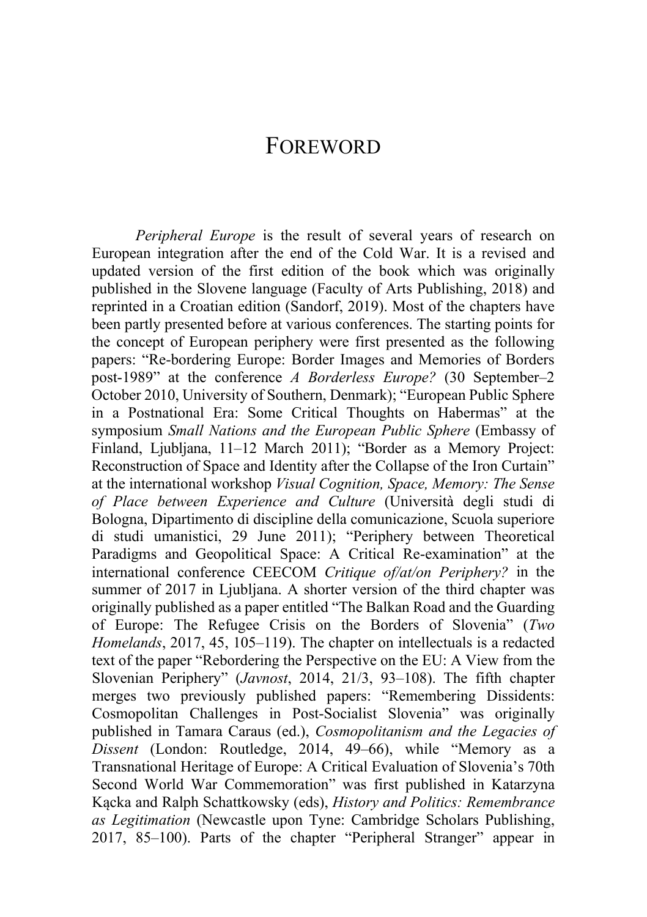# FOREWORD

*Peripheral Europe* is the result of several years of research on European integration after the end of the Cold War. It is a revised and updated version of the first edition of the book which was originally published in the Slovene language (Faculty of Arts Publishing, 2018) and reprinted in a Croatian edition (Sandorf, 2019). Most of the chapters have been partly presented before at various conferences. The starting points for the concept of European periphery were first presented as the following papers: "Re-bordering Europe: Border Images and Memories of Borders post-1989" at the conference *A Borderless Europe?* (30 September–2 October 2010, University of Southern, Denmark); "European Public Sphere in a Postnational Era: Some Critical Thoughts on Habermas" at the symposium *Small Nations and the European Public Sphere* (Embassy of Finland, Ljubljana, 11–12 March 2011); "Border as a Memory Project: Reconstruction of Space and Identity after the Collapse of the Iron Curtain" at the international workshop *Visual Cognition, Space, Memory: The Sense of Place between Experience and Culture* (Università degli studi di Bologna, Dipartimento di discipline della comunicazione, Scuola superiore di studi umanistici, 29 June 2011); "Periphery between Theoretical Paradigms and Geopolitical Space: A Critical Re-examination" at the international conference CEECOM *Critique of/at/on Periphery?* in the summer of 2017 in Ljubljana. A shorter version of the third chapter was originally published as a paper entitled "The Balkan Road and the Guarding of Europe: The Refugee Crisis on the Borders of Slovenia" (*Two Homelands*, 2017, 45, 105–119). The chapter on intellectuals is a redacted text of the paper "Rebordering the Perspective on the EU: A View from the Slovenian Periphery" (*Javnost*, 2014, 21/3, 93–108). The fifth chapter merges two previously published papers: "Remembering Dissidents: Cosmopolitan Challenges in Post-Socialist Slovenia" was originally published in Tamara Caraus (ed.), *Cosmopolitanism and the Legacies of Dissent* (London: Routledge, 2014, 49–66), while "Memory as a Transnational Heritage of Europe: A Critical Evaluation of Slovenia's 70th Second World War Commemoration" was first published in Katarzyna Kącka and Ralph Schattkowsky (eds), *History and Politics: Remembrance as Legitimation* (Newcastle upon Tyne: Cambridge Scholars Publishing, 2017, 85–100). Parts of the chapter "Peripheral Stranger" appear in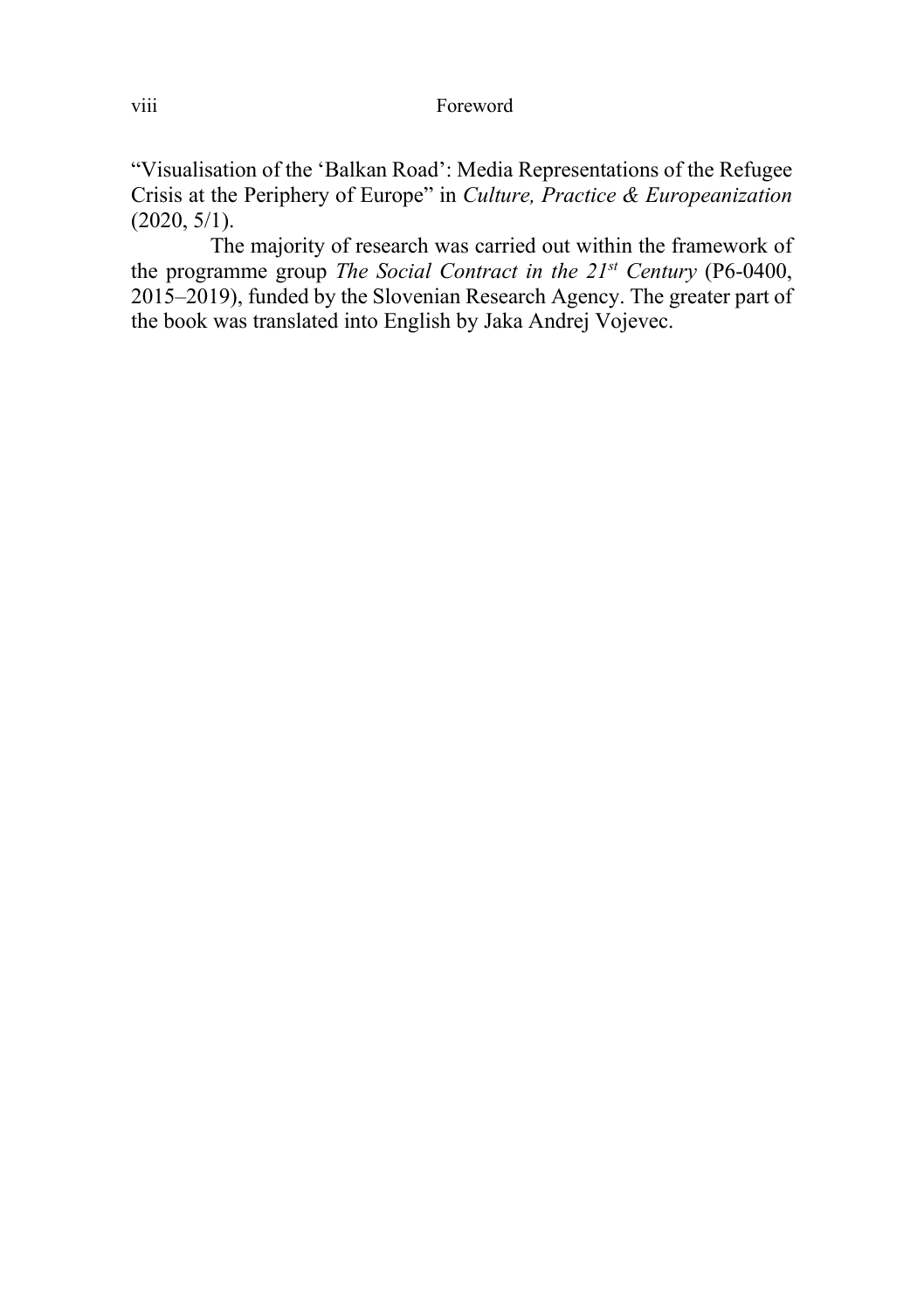"Visualisation of the 'Balkan Road': Media Representations of the Refugee Crisis at the Periphery of Europe" in *Culture, Practice & Europeanization* (2020, 5/1).

The majority of research was carried out within the framework of the programme group *The Social Contract in the 21st Century* (P6-0400, 2015–2019), funded by the Slovenian Research Agency. The greater part of the book was translated into English by Jaka Andrej Vojevec.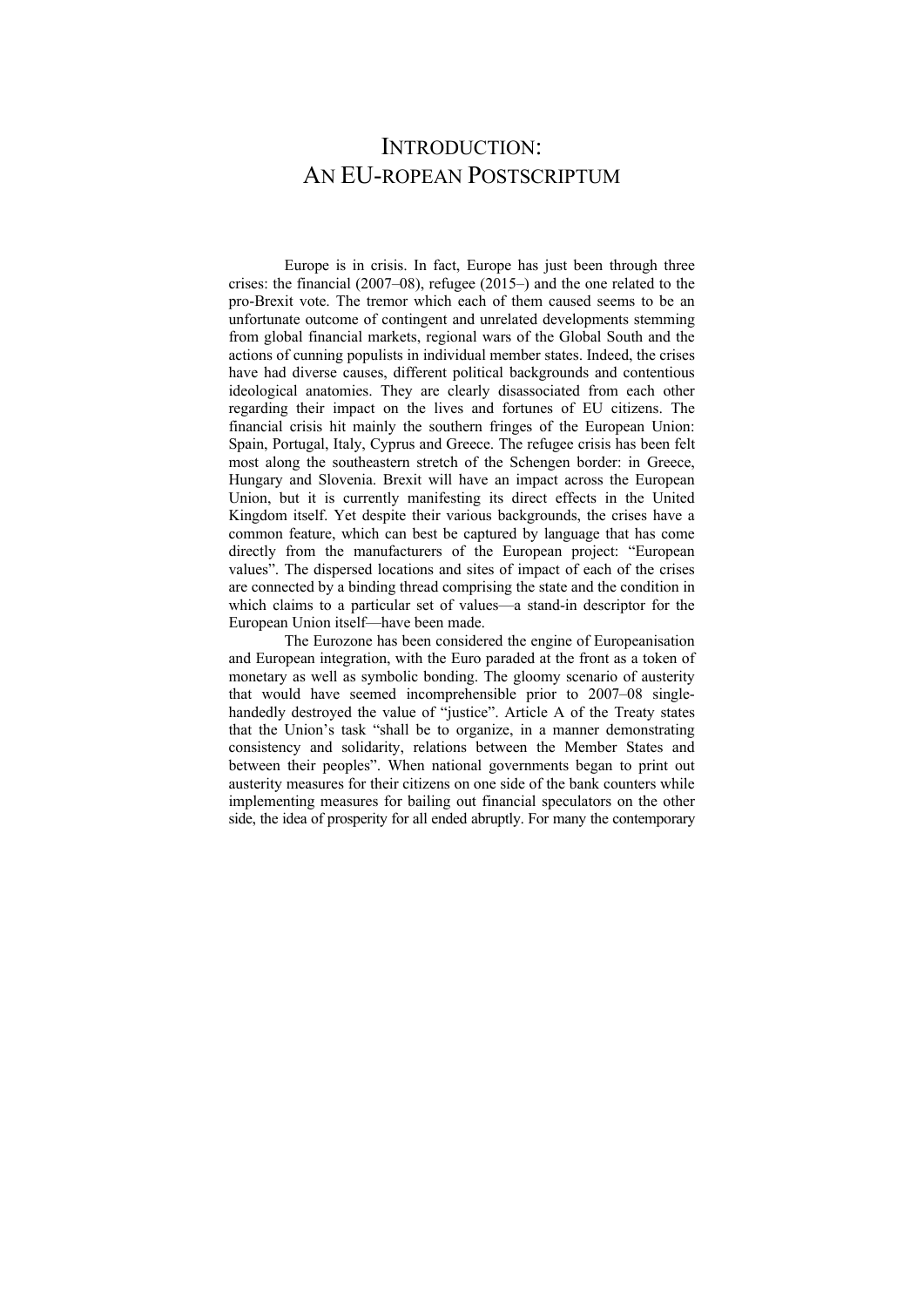# Introduction: An EU-ropean Postscriptum

Europe is in crisis. In fact, Europe has just been through three crises: the financial (2007–08), refugee (2015–) and the one related to the pro-Brexit vote. The tremor which each of them caused seems to be an unfortunate outcome of contingent and unrelated developments stemming from global financial markets, regional wars of the Global South and the actions of cunning populists in individual member states. Indeed, the crises have had diverse causes, different political backgrounds and contentious ideological anatomies. They are clearly disassociated from each other regarding their impact on the lives and fortunes of EU citizens. The financial crisis hit mainly the southern fringes of the European Union: Spain, Portugal, Italy, Cyprus and Greece. The refugee crisis has been felt most along the southeastern stretch of the Schengen border: in Greece, Hungary and Slovenia. Brexit will have an impact across the European Union, but it is currently manifesting its direct effects in the United Kingdom itself. Yet despite their various backgrounds, the crises have a common feature, which can best be captured by language that has come directly from the manufacturers of the European project: "European values". The dispersed locations and sites of impact of each of the crises are connected by a binding thread comprising the state and the condition in which claims to a particular set of values—a stand-in descriptor for the European Union itself—have been made.

The Eurozone has been considered the engine of Europeanisation and European integration, with the Euro paraded at the front as a token of monetary as well as symbolic bonding. The gloomy scenario of austerity that would have seemed incomprehensible prior to 2007–08 single-handedly destroyed the value of "justice". Article A of the Treaty states that the Union's task "shall be to organize, in a manner demonstrating consistency and solidarity, relations between the Member States and between their peoples". When national governments began to print out austerity measures for their citizens on one side of the bank counters while implementing measures for bailing out financial speculators on the other side, the idea of prosperity for all ended abruptly. For many the contemporary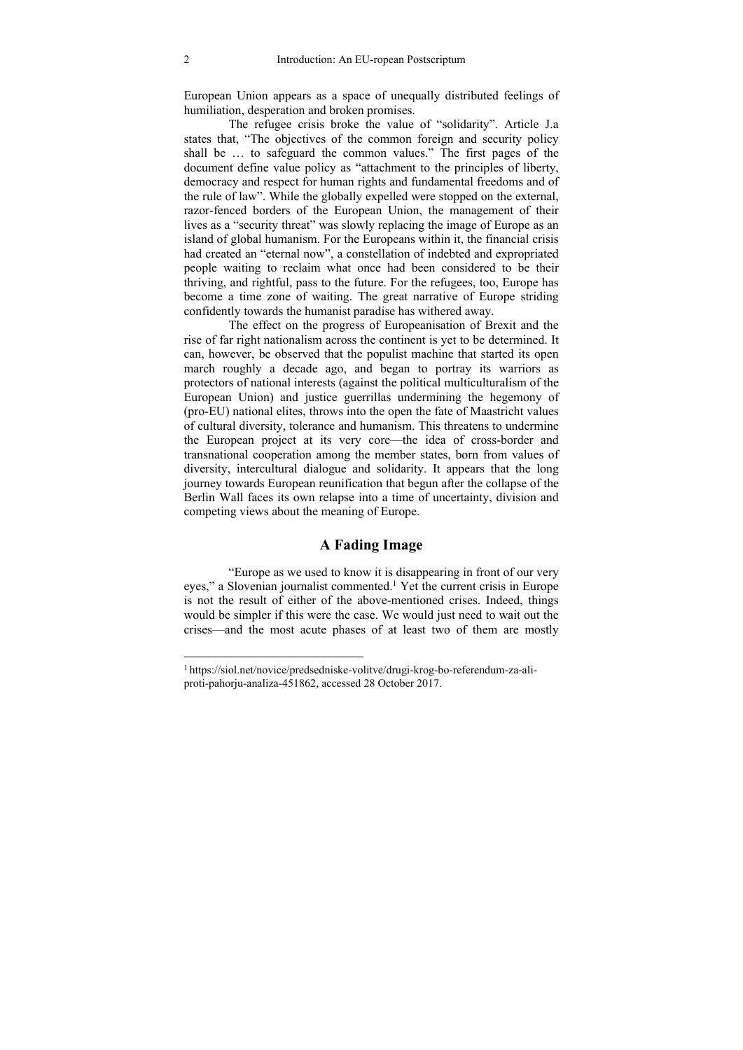European Union appears as a space of unequally distributed feelings of humiliation, desperation and broken promises.

The refugee crisis broke the value of "solidarity". Article J.a states that, "The objectives of the common foreign and security policy shall be … to safeguard the common values." The first pages of the document define value policy as "attachment to the principles of liberty, democracy and respect for human rights and fundamental freedoms and of the rule of law". While the globally expelled were stopped on the external, razor-fenced borders of the European Union, the management of their lives as a "security threat" was slowly replacing the image of Europe as an island of global humanism. For the Europeans within it, the financial crisis had created an "eternal now", a constellation of indebted and expropriated people waiting to reclaim what once had been considered to be their thriving, and rightful, pass to the future. For the refugees, too, Europe has become a time zone of waiting. The great narrative of Europe striding confidently towards the humanist paradise has withered away.

The effect on the progress of Europeanisation of Brexit and the rise of far right nationalism across the continent is yet to be determined. It can, however, be observed that the populist machine that started its open march roughly a decade ago, and began to portray its warriors as protectors of national interests (against the political multiculturalism of the European Union) and justice guerrillas undermining the hegemony of (pro-EU) national elites, throws into the open the fate of Maastricht values of cultural diversity, tolerance and humanism. This threatens to undermine the European project at its very core—the idea of cross-border and transnational cooperation among the member states, born from values of diversity, intercultural dialogue and solidarity. It appears that the long journey towards European reunification that begun after the collapse of the Berlin Wall faces its own relapse into a time of uncertainty, division and competing views about the meaning of Europe.

## A Fading Image

"Europe as we used to know it is disappearing in front of our very eyes," a Slovenian journalist commented.[1] Yet the current crisis in Europe is not the result of either of the above-mentioned crises. Indeed, things would be simpler if this were the case. We would just need to wait out the crises—and the most acute phases of at least two of them are mostly

---

[1] https://siol.net/novice/predsedniske-volitve/drugi-krog-bo-referendum-za-ali-proti-pahorju-analiza-451862, accessed 28 October 2017.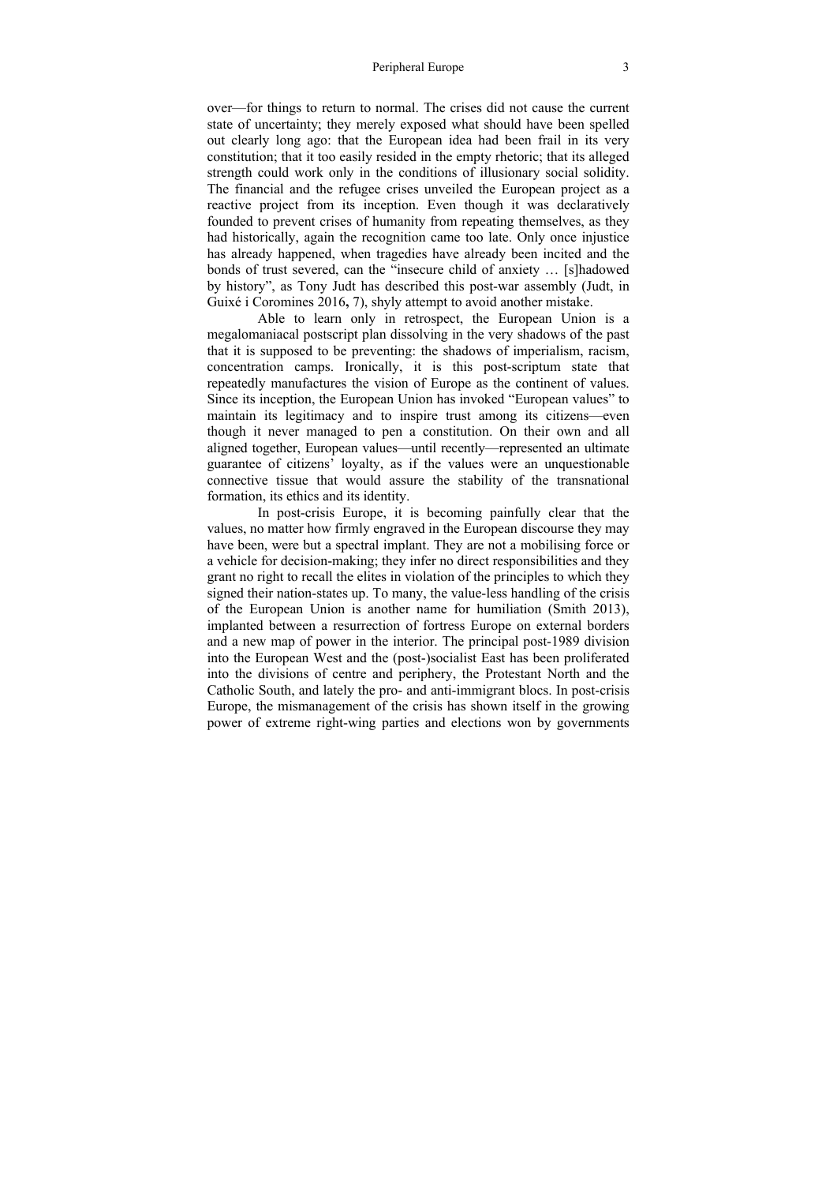over—for things to return to normal. The crises did not cause the current state of uncertainty; they merely exposed what should have been spelled out clearly long ago: that the European idea had been frail in its very constitution; that it too easily resided in the empty rhetoric; that its alleged strength could work only in the conditions of illusionary social solidity. The financial and the refugee crises unveiled the European project as a reactive project from its inception. Even though it was declaratively founded to prevent crises of humanity from repeating themselves, as they had historically, again the recognition came too late. Only once injustice has already happened, when tragedies have already been incited and the bonds of trust severed, can the "insecure child of anxiety … [s]hadowed by history", as Tony Judt has described this post-war assembly (Judt, in Guixé i Coromines 2016**,** 7), shyly attempt to avoid another mistake.

Able to learn only in retrospect, the European Union is a megalomaniacal postscript plan dissolving in the very shadows of the past that it is supposed to be preventing: the shadows of imperialism, racism, concentration camps. Ironically, it is this post-scriptum state that repeatedly manufactures the vision of Europe as the continent of values. Since its inception, the European Union has invoked "European values" to maintain its legitimacy and to inspire trust among its citizens—even though it never managed to pen a constitution. On their own and all aligned together, European values—until recently—represented an ultimate guarantee of citizens' loyalty, as if the values were an unquestionable connective tissue that would assure the stability of the transnational formation, its ethics and its identity.

In post-crisis Europe, it is becoming painfully clear that the values, no matter how firmly engraved in the European discourse they may have been, were but a spectral implant. They are not a mobilising force or a vehicle for decision-making; they infer no direct responsibilities and they grant no right to recall the elites in violation of the principles to which they signed their nation-states up. To many, the value-less handling of the crisis of the European Union is another name for humiliation (Smith 2013), implanted between a resurrection of fortress Europe on external borders and a new map of power in the interior. The principal post-1989 division into the European West and the (post-)socialist East has been proliferated into the divisions of centre and periphery, the Protestant North and the Catholic South, and lately the pro- and anti-immigrant blocs. In post-crisis Europe, the mismanagement of the crisis has shown itself in the growing power of extreme right-wing parties and elections won by governments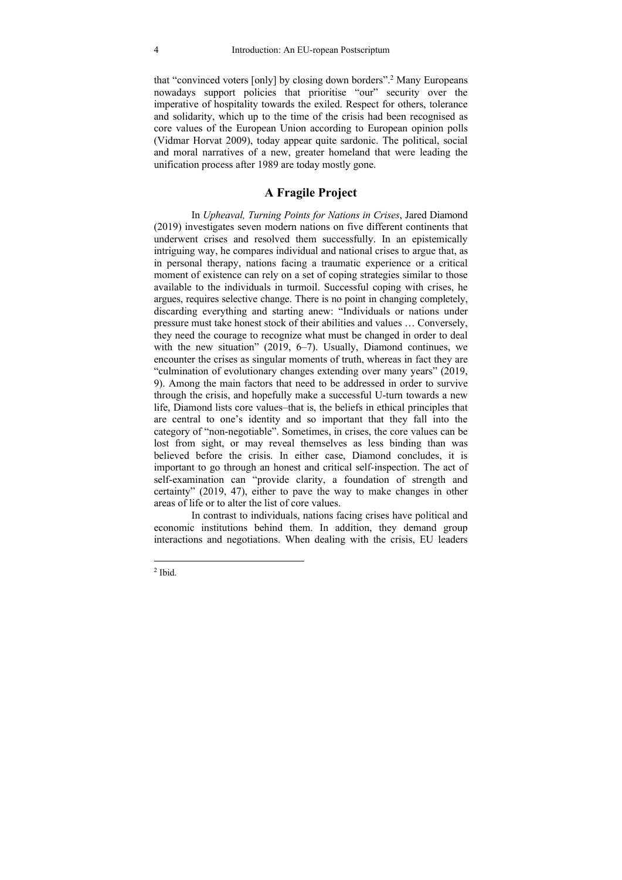that "convinced voters [only] by closing down borders".[2] Many Europeans nowadays support policies that prioritise "our" security over the imperative of hospitality towards the exiled. Respect for others, tolerance and solidarity, which up to the time of the crisis had been recognised as core values of the European Union according to European opinion polls (Vidmar Horvat 2009), today appear quite sardonic. The political, social and moral narratives of a new, greater homeland that were leading the unification process after 1989 are today mostly gone.

## A Fragile Project

In *Upheaval, Turning Points for Nations in Crises*, Jared Diamond (2019) investigates seven modern nations on five different continents that underwent crises and resolved them successfully. In an epistemically intriguing way, he compares individual and national crises to argue that, as in personal therapy, nations facing a traumatic experience or a critical moment of existence can rely on a set of coping strategies similar to those available to the individuals in turmoil. Successful coping with crises, he argues, requires selective change. There is no point in changing completely, discarding everything and starting anew: "Individuals or nations under pressure must take honest stock of their abilities and values … Conversely, they need the courage to recognize what must be changed in order to deal with the new situation" (2019, 6–7). Usually, Diamond continues, we encounter the crises as singular moments of truth, whereas in fact they are "culmination of evolutionary changes extending over many years" (2019, 9). Among the main factors that need to be addressed in order to survive through the crisis, and hopefully make a successful U-turn towards a new life, Diamond lists core values–that is, the beliefs in ethical principles that are central to one's identity and so important that they fall into the category of "non-negotiable". Sometimes, in crises, the core values can be lost from sight, or may reveal themselves as less binding than was believed before the crisis. In either case, Diamond concludes, it is important to go through an honest and critical self-inspection. The act of self-examination can "provide clarity, a foundation of strength and certainty" (2019, 47), either to pave the way to make changes in other areas of life or to alter the list of core values.

In contrast to individuals, nations facing crises have political and economic institutions behind them. In addition, they demand group interactions and negotiations. When dealing with the crisis, EU leaders

---

[2] Ibid.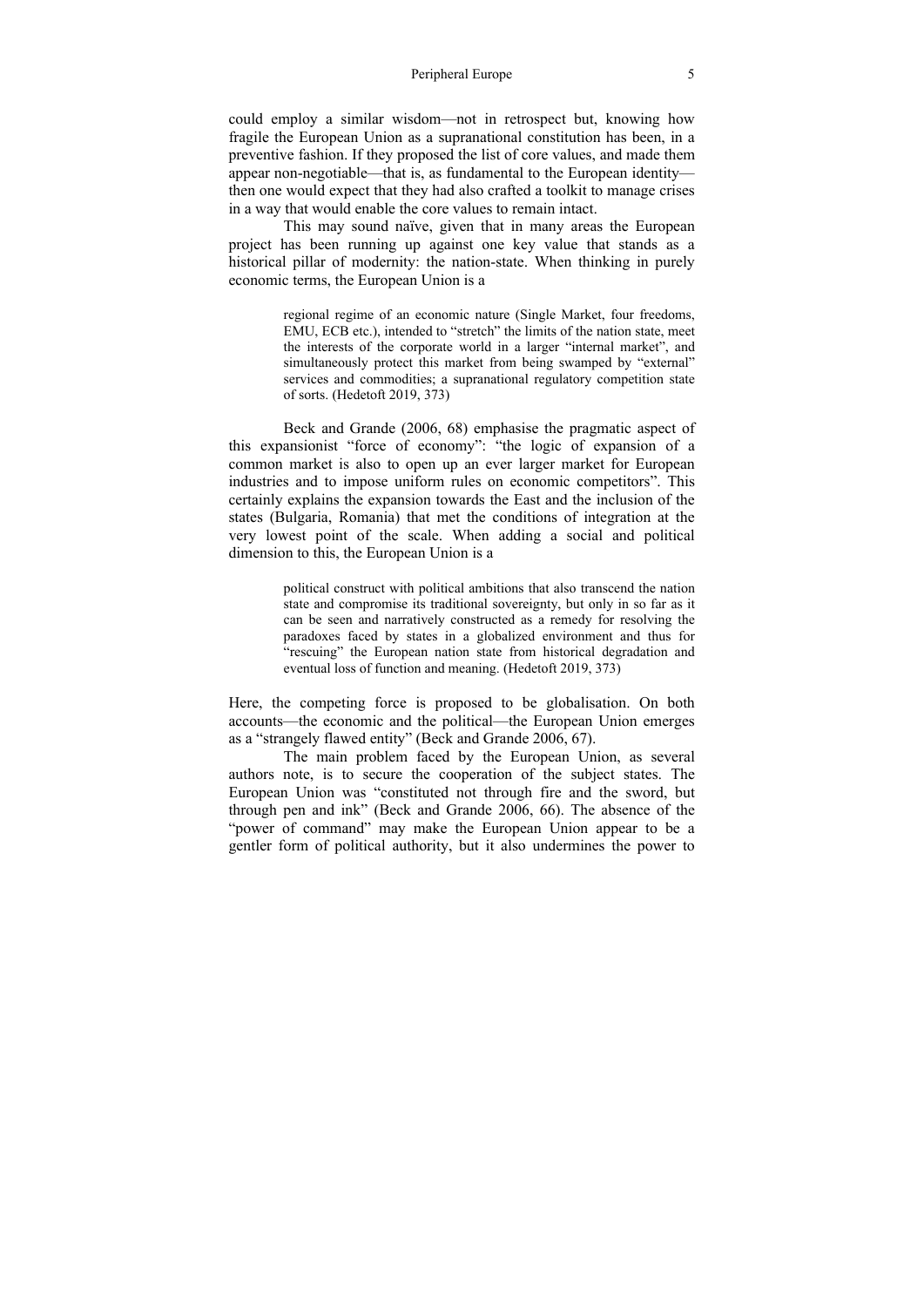could employ a similar wisdom—not in retrospect but, knowing how fragile the European Union as a supranational constitution has been, in a preventive fashion. If they proposed the list of core values, and made them appear non-negotiable—that is, as fundamental to the European identity—then one would expect that they had also crafted a toolkit to manage crises in a way that would enable the core values to remain intact.

This may sound naïve, given that in many areas the European project has been running up against one key value that stands as a historical pillar of modernity: the nation-state. When thinking in purely economic terms, the European Union is a

> regional regime of an economic nature (Single Market, four freedoms, EMU, ECB etc.), intended to "stretch" the limits of the nation state, meet the interests of the corporate world in a larger "internal market", and simultaneously protect this market from being swamped by "external" services and commodities; a supranational regulatory competition state of sorts. (Hedetoft 2019, 373)

Beck and Grande (2006, 68) emphasise the pragmatic aspect of this expansionist "force of economy": "the logic of expansion of a common market is also to open up an ever larger market for European industries and to impose uniform rules on economic competitors". This certainly explains the expansion towards the East and the inclusion of the states (Bulgaria, Romania) that met the conditions of integration at the very lowest point of the scale. When adding a social and political dimension to this, the European Union is a

> political construct with political ambitions that also transcend the nation state and compromise its traditional sovereignty, but only in so far as it can be seen and narratively constructed as a remedy for resolving the paradoxes faced by states in a globalized environment and thus for "rescuing" the European nation state from historical degradation and eventual loss of function and meaning. (Hedetoft 2019, 373)

Here, the competing force is proposed to be globalisation. On both accounts—the economic and the political—the European Union emerges as a "strangely flawed entity" (Beck and Grande 2006, 67).

The main problem faced by the European Union, as several authors note, is to secure the cooperation of the subject states. The European Union was "constituted not through fire and the sword, but through pen and ink" (Beck and Grande 2006, 66). The absence of the "power of command" may make the European Union appear to be a gentler form of political authority, but it also undermines the power to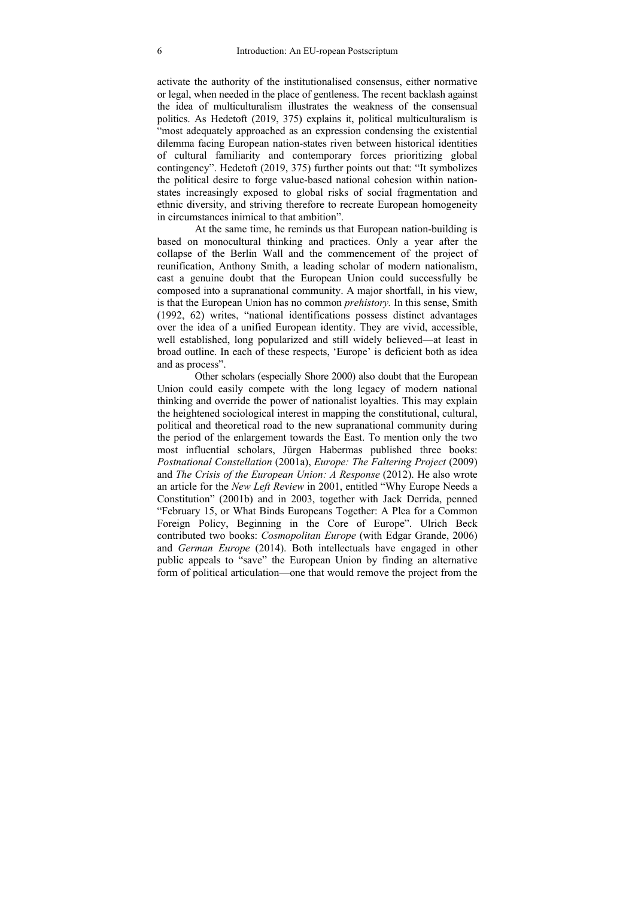activate the authority of the institutionalised consensus, either normative or legal, when needed in the place of gentleness. The recent backlash against the idea of multiculturalism illustrates the weakness of the consensual politics. As Hedetoft (2019, 375) explains it, political multiculturalism is "most adequately approached as an expression condensing the existential dilemma facing European nation-states riven between historical identities of cultural familiarity and contemporary forces prioritizing global contingency". Hedetoft (2019, 375) further points out that: "It symbolizes the political desire to forge value-based national cohesion within nation-states increasingly exposed to global risks of social fragmentation and ethnic diversity, and striving therefore to recreate European homogeneity in circumstances inimical to that ambition".

At the same time, he reminds us that European nation-building is based on monocultural thinking and practices. Only a year after the collapse of the Berlin Wall and the commencement of the project of reunification, Anthony Smith, a leading scholar of modern nationalism, cast a genuine doubt that the European Union could successfully be composed into a supranational community. A major shortfall, in his view, is that the European Union has no common *prehistory.* In this sense, Smith (1992, 62) writes, "national identifications possess distinct advantages over the idea of a unified European identity. They are vivid, accessible, well established, long popularized and still widely believed—at least in broad outline. In each of these respects, 'Europe' is deficient both as idea and as process".

Other scholars (especially Shore 2000) also doubt that the European Union could easily compete with the long legacy of modern national thinking and override the power of nationalist loyalties. This may explain the heightened sociological interest in mapping the constitutional, cultural, political and theoretical road to the new supranational community during the period of the enlargement towards the East. To mention only the two most influential scholars, Jürgen Habermas published three books: *Postnational Constellation* (2001a), *Europe: The Faltering Project* (2009) and *The Crisis of the European Union: A Response* (2012). He also wrote an article for the *New Left Review* in 2001, entitled "Why Europe Needs a Constitution" (2001b) and in 2003, together with Jack Derrida, penned "February 15, or What Binds Europeans Together: A Plea for a Common Foreign Policy, Beginning in the Core of Europe". Ulrich Beck contributed two books: *Cosmopolitan Europe* (with Edgar Grande, 2006) and *German Europe* (2014). Both intellectuals have engaged in other public appeals to "save" the European Union by finding an alternative form of political articulation—one that would remove the project from the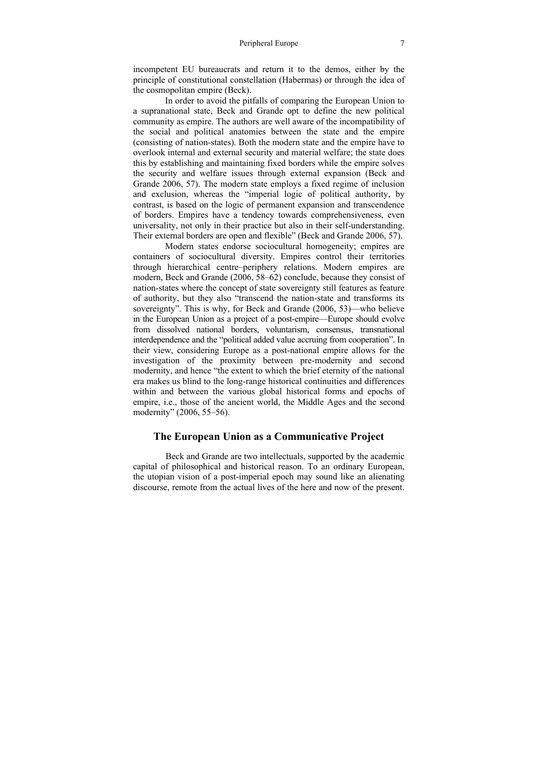incompetent EU bureaucrats and return it to the demos, either by the principle of constitutional constellation (Habermas) or through the idea of the cosmopolitan empire (Beck).

In order to avoid the pitfalls of comparing the European Union to a supranational state, Beck and Grande opt to define the new political community as empire. The authors are well aware of the incompatibility of the social and political anatomies between the state and the empire (consisting of nation-states). Both the modern state and the empire have to overlook internal and external security and material welfare; the state does this by establishing and maintaining fixed borders while the empire solves the security and welfare issues through external expansion (Beck and Grande 2006, 57). The modern state employs a fixed regime of inclusion and exclusion, whereas the "imperial logic of political authority, by contrast, is based on the logic of permanent expansion and transcendence of borders. Empires have a tendency towards comprehensiveness, even universality, not only in their practice but also in their self-understanding. Their external borders are open and flexible" (Beck and Grande 2006, 57).

Modern states endorse sociocultural homogeneity; empires are containers of sociocultural diversity. Empires control their territories through hierarchical centre–periphery relations. Modern empires are modern, Beck and Grande (2006, 58–62) conclude, because they consist of nation-states where the concept of state sovereignty still features as feature of authority, but they also "transcend the nation-state and transforms its sovereignty". This is why, for Beck and Grande (2006, 53)—who believe in the European Union as a project of a post-empire—Europe should evolve from dissolved national borders, voluntarism, consensus, transnational interdependence and the "political added value accruing from cooperation". In their view, considering Europe as a post-national empire allows for the investigation of the proximity between pre-modernity and second modernity, and hence "the extent to which the brief eternity of the national era makes us blind to the long-range historical continuities and differences within and between the various global historical forms and epochs of empire, i.e., those of the ancient world, the Middle Ages and the second modernity" (2006, 55–56).

## The European Union as a Communicative Project

Beck and Grande are two intellectuals, supported by the academic capital of philosophical and historical reason. To an ordinary European, the utopian vision of a post-imperial epoch may sound like an alienating discourse, remote from the actual lives of the here and now of the present.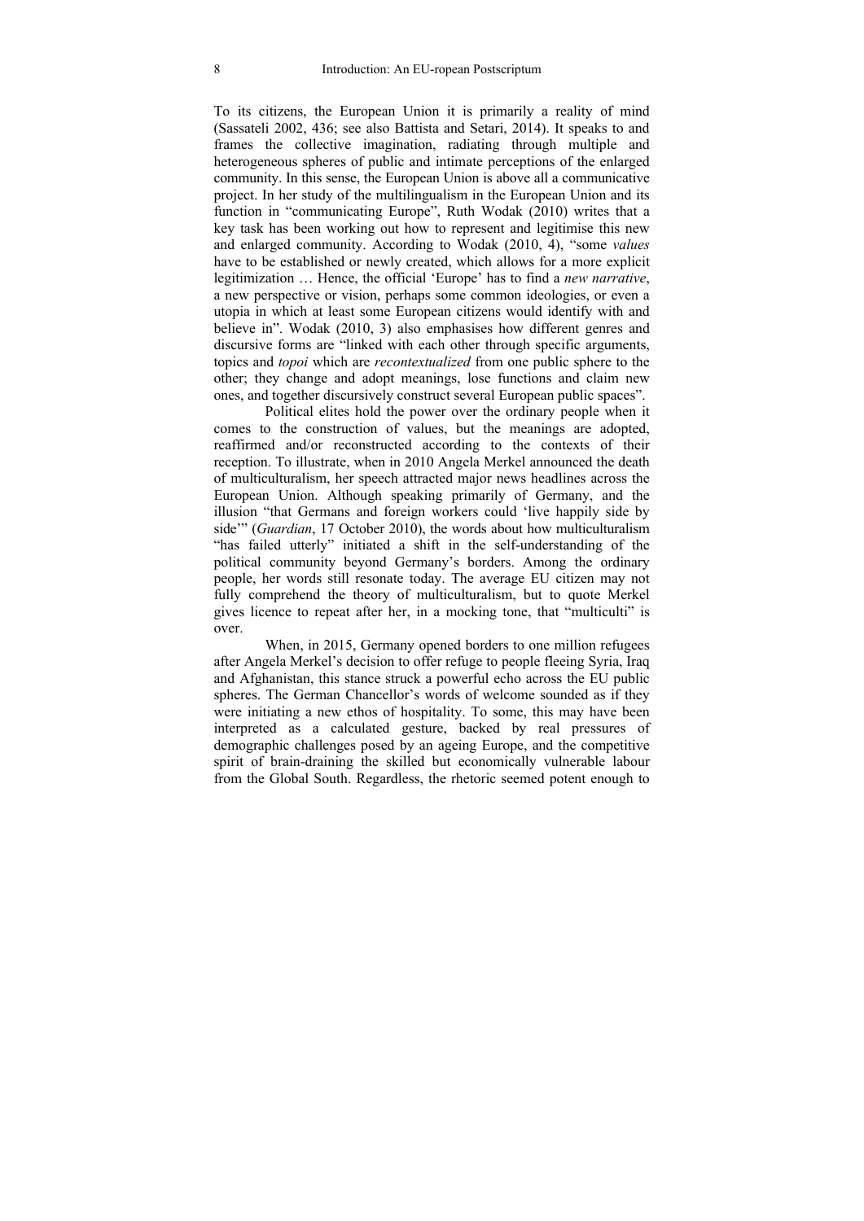To its citizens, the European Union it is primarily a reality of mind (Sassateli 2002, 436; see also Battista and Setari, 2014). It speaks to and frames the collective imagination, radiating through multiple and heterogeneous spheres of public and intimate perceptions of the enlarged community. In this sense, the European Union is above all a communicative project. In her study of the multilingualism in the European Union and its function in "communicating Europe", Ruth Wodak (2010) writes that a key task has been working out how to represent and legitimise this new and enlarged community. According to Wodak (2010, 4), "some *values* have to be established or newly created, which allows for a more explicit legitimization … Hence, the official 'Europe' has to find a *new narrative*, a new perspective or vision, perhaps some common ideologies, or even a utopia in which at least some European citizens would identify with and believe in". Wodak (2010, 3) also emphasises how different genres and discursive forms are "linked with each other through specific arguments, topics and *topoi* which are *recontextualized* from one public sphere to the other; they change and adopt meanings, lose functions and claim new ones, and together discursively construct several European public spaces".

Political elites hold the power over the ordinary people when it comes to the construction of values, but the meanings are adopted, reaffirmed and/or reconstructed according to the contexts of their reception. To illustrate, when in 2010 Angela Merkel announced the death of multiculturalism, her speech attracted major news headlines across the European Union. Although speaking primarily of Germany, and the illusion "that Germans and foreign workers could 'live happily side by side'" (*Guardian*, 17 October 2010), the words about how multiculturalism "has failed utterly" initiated a shift in the self-understanding of the political community beyond Germany's borders. Among the ordinary people, her words still resonate today. The average EU citizen may not fully comprehend the theory of multiculturalism, but to quote Merkel gives licence to repeat after her, in a mocking tone, that "multiculti" is over.

When, in 2015, Germany opened borders to one million refugees after Angela Merkel's decision to offer refuge to people fleeing Syria, Iraq and Afghanistan, this stance struck a powerful echo across the EU public spheres. The German Chancellor's words of welcome sounded as if they were initiating a new ethos of hospitality. To some, this may have been interpreted as a calculated gesture, backed by real pressures of demographic challenges posed by an ageing Europe, and the competitive spirit of brain-draining the skilled but economically vulnerable labour from the Global South. Regardless, the rhetoric seemed potent enough to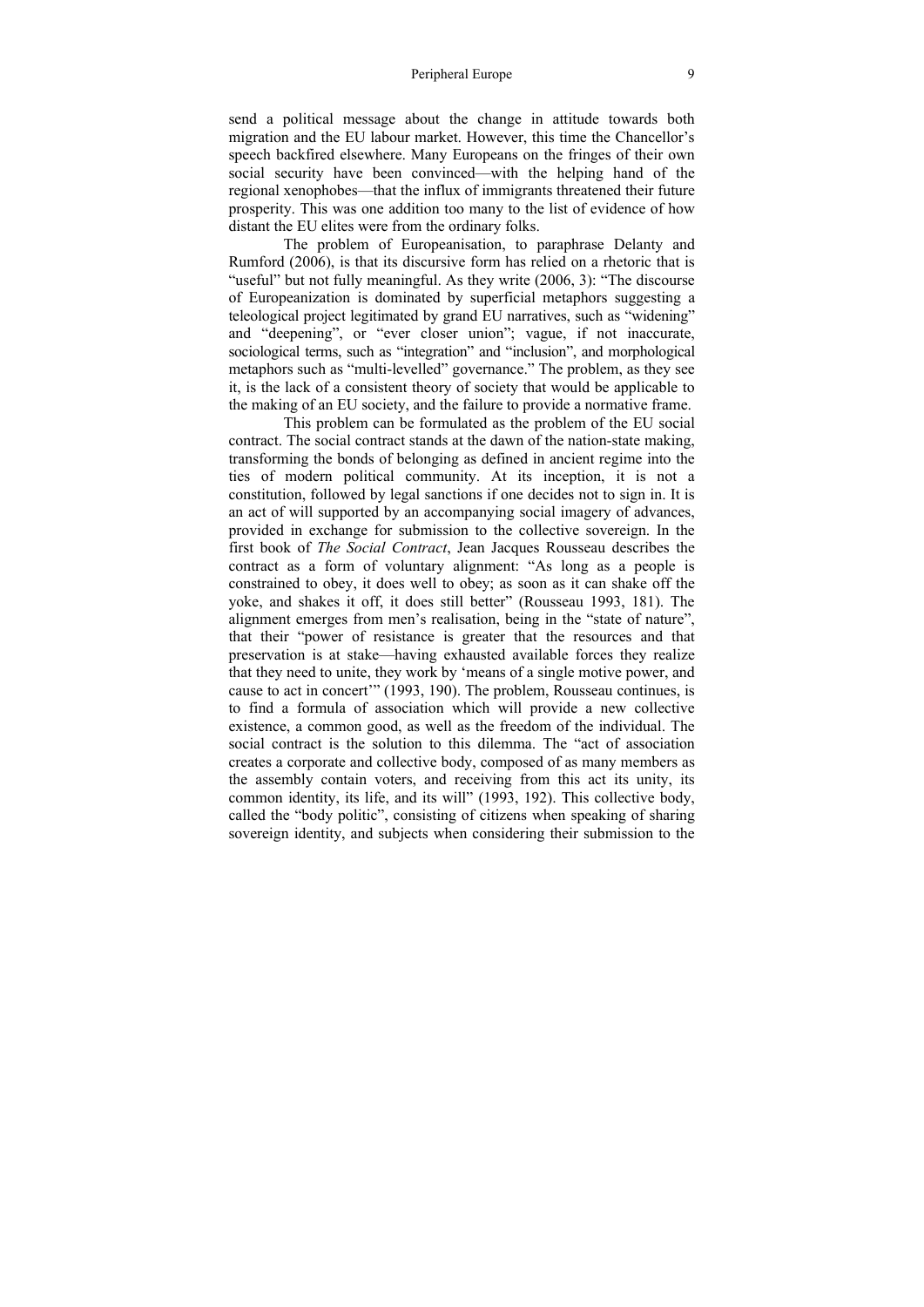send a political message about the change in attitude towards both migration and the EU labour market. However, this time the Chancellor's speech backfired elsewhere. Many Europeans on the fringes of their own social security have been convinced—with the helping hand of the regional xenophobes—that the influx of immigrants threatened their future prosperity. This was one addition too many to the list of evidence of how distant the EU elites were from the ordinary folks.

The problem of Europeanisation, to paraphrase Delanty and Rumford (2006), is that its discursive form has relied on a rhetoric that is "useful" but not fully meaningful. As they write (2006, 3): "The discourse of Europeanization is dominated by superficial metaphors suggesting a teleological project legitimated by grand EU narratives, such as "widening" and "deepening", or "ever closer union"; vague, if not inaccurate, sociological terms, such as "integration" and "inclusion", and morphological metaphors such as "multi-levelled" governance." The problem, as they see it, is the lack of a consistent theory of society that would be applicable to the making of an EU society, and the failure to provide a normative frame.

This problem can be formulated as the problem of the EU social contract. The social contract stands at the dawn of the nation-state making, transforming the bonds of belonging as defined in ancient regime into the ties of modern political community. At its inception, it is not a constitution, followed by legal sanctions if one decides not to sign in. It is an act of will supported by an accompanying social imagery of advances, provided in exchange for submission to the collective sovereign. In the first book of *The Social Contract*, Jean Jacques Rousseau describes the contract as a form of voluntary alignment: "As long as a people is constrained to obey, it does well to obey; as soon as it can shake off the yoke, and shakes it off, it does still better" (Rousseau 1993, 181). The alignment emerges from men's realisation, being in the "state of nature", that their "power of resistance is greater that the resources and that preservation is at stake—having exhausted available forces they realize that they need to unite, they work by 'means of a single motive power, and cause to act in concert'" (1993, 190). The problem, Rousseau continues, is to find a formula of association which will provide a new collective existence, a common good, as well as the freedom of the individual. The social contract is the solution to this dilemma. The "act of association creates a corporate and collective body, composed of as many members as the assembly contain voters, and receiving from this act its unity, its common identity, its life, and its will" (1993, 192). This collective body, called the "body politic", consisting of citizens when speaking of sharing sovereign identity, and subjects when considering their submission to the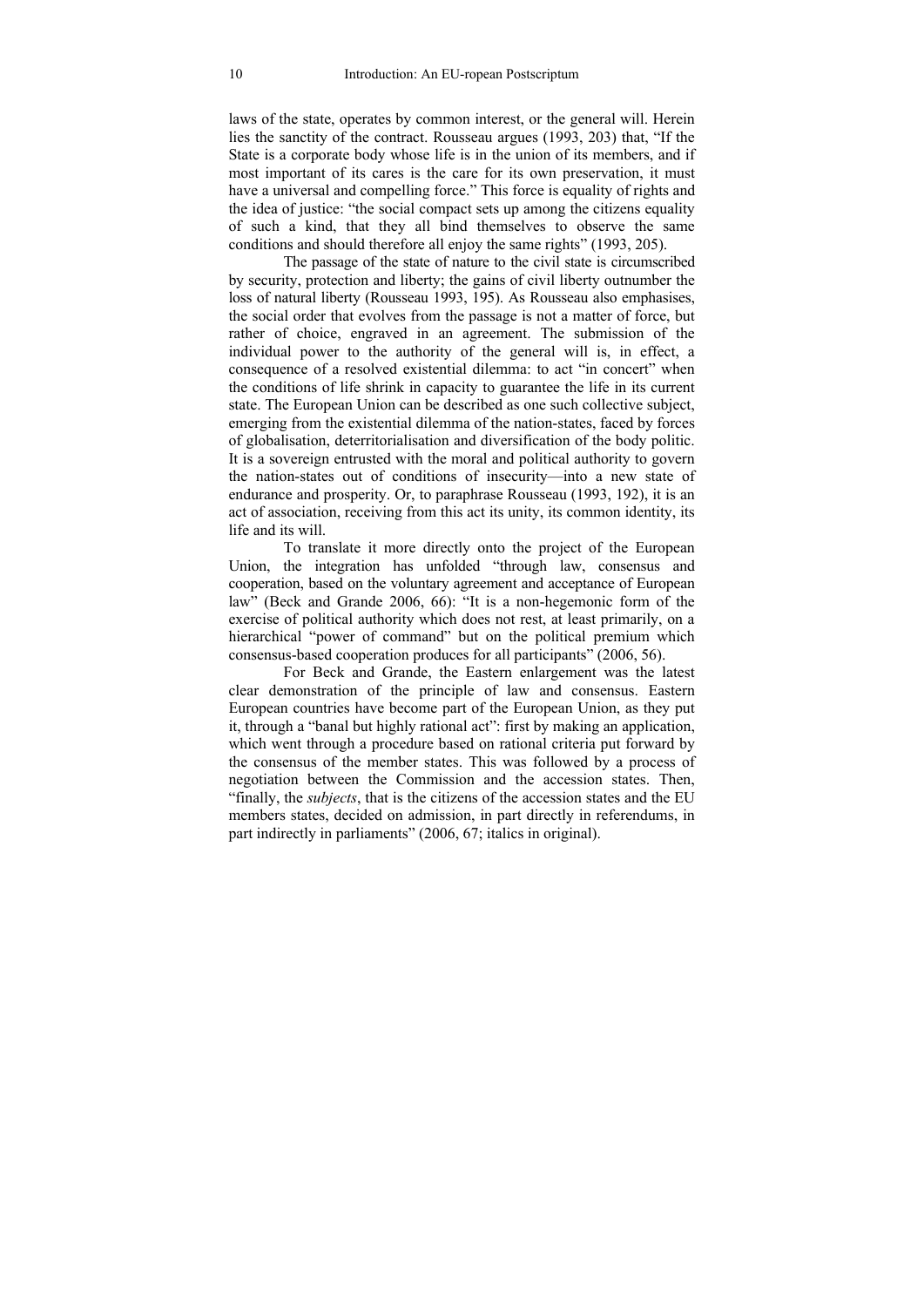laws of the state, operates by common interest, or the general will. Herein lies the sanctity of the contract. Rousseau argues (1993, 203) that, "If the State is a corporate body whose life is in the union of its members, and if most important of its cares is the care for its own preservation, it must have a universal and compelling force." This force is equality of rights and the idea of justice: "the social compact sets up among the citizens equality of such a kind, that they all bind themselves to observe the same conditions and should therefore all enjoy the same rights" (1993, 205).

The passage of the state of nature to the civil state is circumscribed by security, protection and liberty; the gains of civil liberty outnumber the loss of natural liberty (Rousseau 1993, 195). As Rousseau also emphasises, the social order that evolves from the passage is not a matter of force, but rather of choice, engraved in an agreement. The submission of the individual power to the authority of the general will is, in effect, a consequence of a resolved existential dilemma: to act "in concert" when the conditions of life shrink in capacity to guarantee the life in its current state. The European Union can be described as one such collective subject, emerging from the existential dilemma of the nation-states, faced by forces of globalisation, deterritorialisation and diversification of the body politic. It is a sovereign entrusted with the moral and political authority to govern the nation-states out of conditions of insecurity—into a new state of endurance and prosperity. Or, to paraphrase Rousseau (1993, 192), it is an act of association, receiving from this act its unity, its common identity, its life and its will.

To translate it more directly onto the project of the European Union, the integration has unfolded "through law, consensus and cooperation, based on the voluntary agreement and acceptance of European law" (Beck and Grande 2006, 66): "It is a non-hegemonic form of the exercise of political authority which does not rest, at least primarily, on a hierarchical "power of command" but on the political premium which consensus-based cooperation produces for all participants" (2006, 56).

For Beck and Grande, the Eastern enlargement was the latest clear demonstration of the principle of law and consensus. Eastern European countries have become part of the European Union, as they put it, through a "banal but highly rational act": first by making an application, which went through a procedure based on rational criteria put forward by the consensus of the member states. This was followed by a process of negotiation between the Commission and the accession states. Then, "finally, the *subjects*, that is the citizens of the accession states and the EU members states, decided on admission, in part directly in referendums, in part indirectly in parliaments" (2006, 67; italics in original).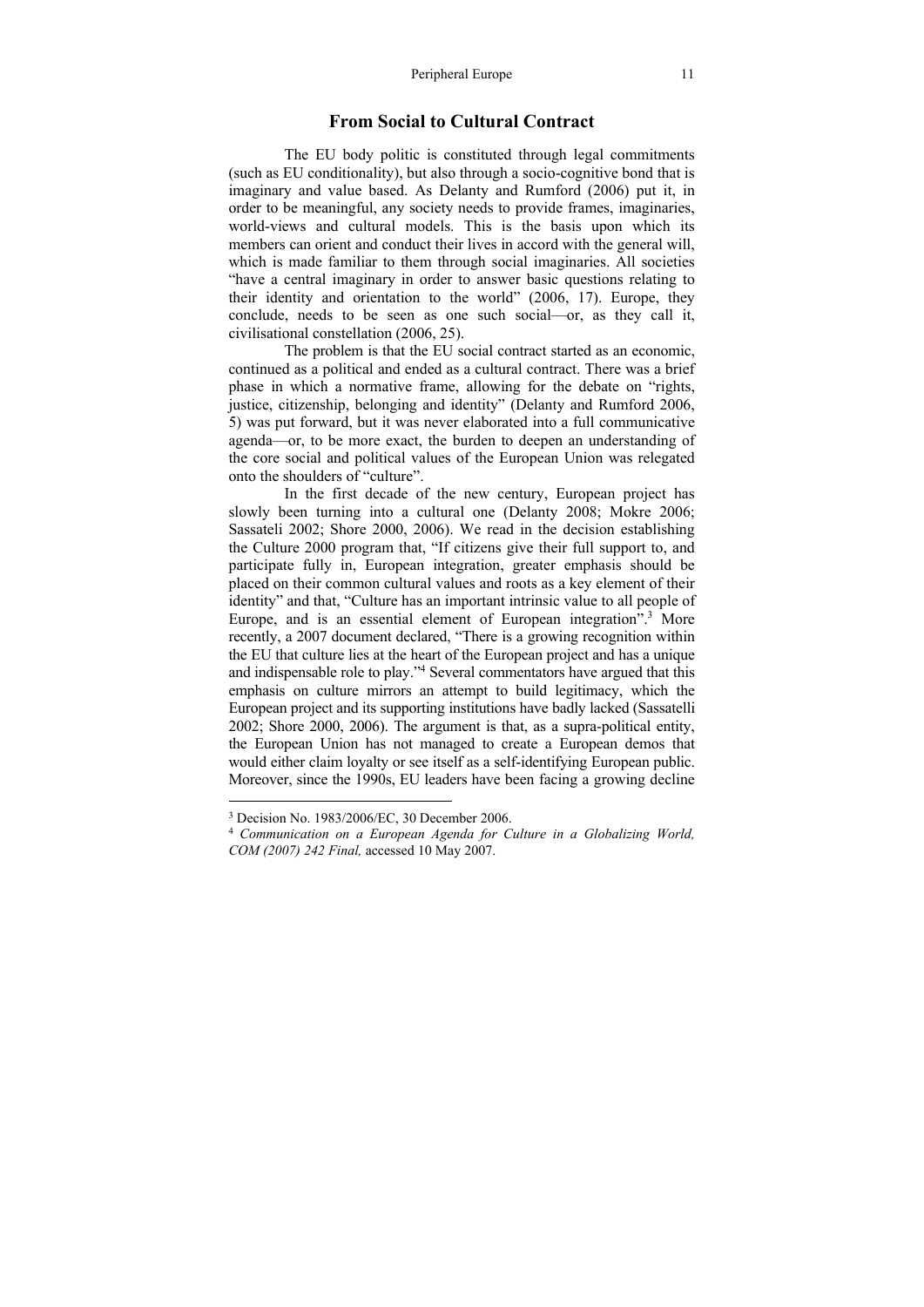## From Social to Cultural Contract

The EU body politic is constituted through legal commitments (such as EU conditionality), but also through a socio-cognitive bond that is imaginary and value based. As Delanty and Rumford (2006) put it, in order to be meaningful, any society needs to provide frames, imaginaries, world-views and cultural models. This is the basis upon which its members can orient and conduct their lives in accord with the general will, which is made familiar to them through social imaginaries. All societies "have a central imaginary in order to answer basic questions relating to their identity and orientation to the world" (2006, 17). Europe, they conclude, needs to be seen as one such social—or, as they call it, civilisational constellation (2006, 25).

The problem is that the EU social contract started as an economic, continued as a political and ended as a cultural contract. There was a brief phase in which a normative frame, allowing for the debate on "rights, justice, citizenship, belonging and identity" (Delanty and Rumford 2006, 5) was put forward, but it was never elaborated into a full communicative agenda—or, to be more exact, the burden to deepen an understanding of the core social and political values of the European Union was relegated onto the shoulders of "culture".

In the first decade of the new century, European project has slowly been turning into a cultural one (Delanty 2008; Mokre 2006; Sassateli 2002; Shore 2000, 2006). We read in the decision establishing the Culture 2000 program that, "If citizens give their full support to, and participate fully in, European integration, greater emphasis should be placed on their common cultural values and roots as a key element of their identity" and that, "Culture has an important intrinsic value to all people of Europe, and is an essential element of European integration".[3] More recently, a 2007 document declared, "There is a growing recognition within the EU that culture lies at the heart of the European project and has a unique and indispensable role to play."[4] Several commentators have argued that this emphasis on culture mirrors an attempt to build legitimacy, which the European project and its supporting institutions have badly lacked (Sassatelli 2002; Shore 2000, 2006). The argument is that, as a supra-political entity, the European Union has not managed to create a European demos that would either claim loyalty or see itself as a self-identifying European public. Moreover, since the 1990s, EU leaders have been facing a growing decline

---

[3] Decision No. 1983/2006/EC, 30 December 2006.

[4] *Communication on a European Agenda for Culture in a Globalizing World, COM (2007) 242 Final,* accessed 10 May 2007.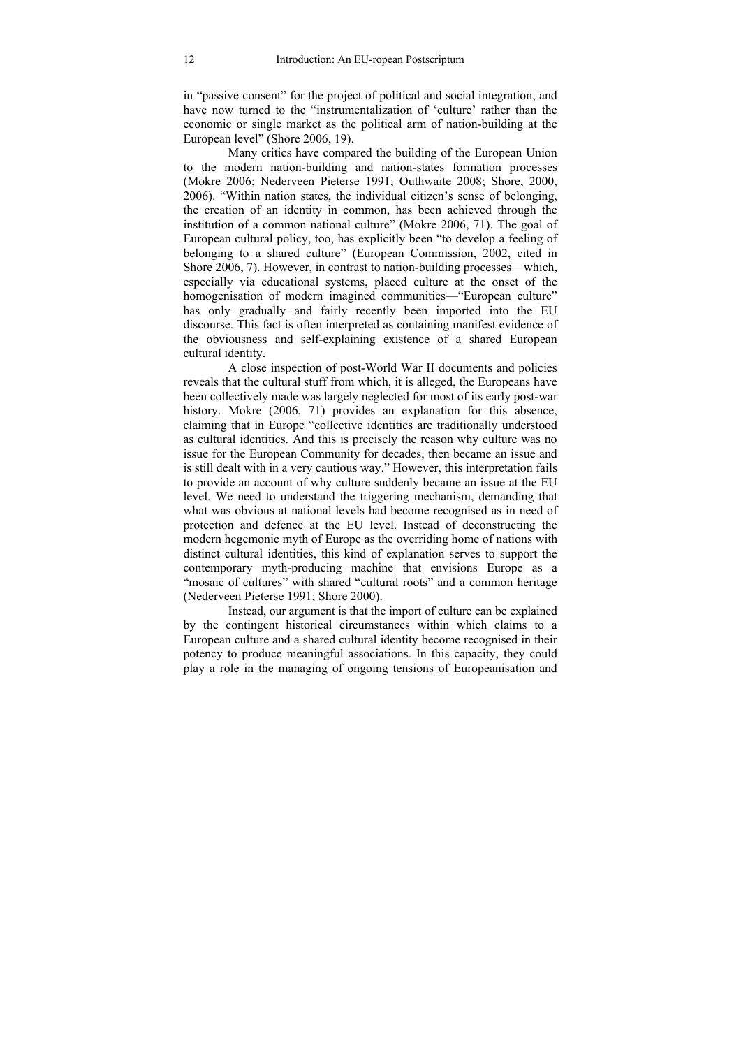in "passive consent" for the project of political and social integration, and have now turned to the "instrumentalization of 'culture' rather than the economic or single market as the political arm of nation-building at the European level" (Shore 2006, 19).

Many critics have compared the building of the European Union to the modern nation-building and nation-states formation processes (Mokre 2006; Nederveen Pieterse 1991; Outhwaite 2008; Shore, 2000, 2006). "Within nation states, the individual citizen's sense of belonging, the creation of an identity in common, has been achieved through the institution of a common national culture" (Mokre 2006, 71). The goal of European cultural policy, too, has explicitly been "to develop a feeling of belonging to a shared culture" (European Commission, 2002, cited in Shore 2006, 7). However, in contrast to nation-building processes—which, especially via educational systems, placed culture at the onset of the homogenisation of modern imagined communities—"European culture" has only gradually and fairly recently been imported into the EU discourse. This fact is often interpreted as containing manifest evidence of the obviousness and self-explaining existence of a shared European cultural identity.

A close inspection of post-World War II documents and policies reveals that the cultural stuff from which, it is alleged, the Europeans have been collectively made was largely neglected for most of its early post-war history. Mokre (2006, 71) provides an explanation for this absence, claiming that in Europe "collective identities are traditionally understood as cultural identities. And this is precisely the reason why culture was no issue for the European Community for decades, then became an issue and is still dealt with in a very cautious way." However, this interpretation fails to provide an account of why culture suddenly became an issue at the EU level. We need to understand the triggering mechanism, demanding that what was obvious at national levels had become recognised as in need of protection and defence at the EU level. Instead of deconstructing the modern hegemonic myth of Europe as the overriding home of nations with distinct cultural identities, this kind of explanation serves to support the contemporary myth-producing machine that envisions Europe as a "mosaic of cultures" with shared "cultural roots" and a common heritage (Nederveen Pieterse 1991; Shore 2000).

Instead, our argument is that the import of culture can be explained by the contingent historical circumstances within which claims to a European culture and a shared cultural identity become recognised in their potency to produce meaningful associations. In this capacity, they could play a role in the managing of ongoing tensions of Europeanisation and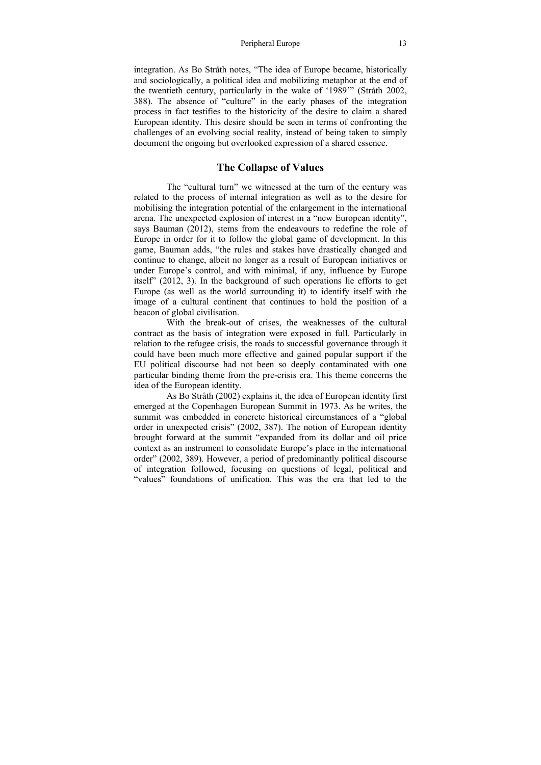integration. As Bo Stråth notes, "The idea of Europe became, historically and sociologically, a political idea and mobilizing metaphor at the end of the twentieth century, particularly in the wake of '1989'" (Stråth 2002, 388). The absence of "culture" in the early phases of the integration process in fact testifies to the historicity of the desire to claim a shared European identity. This desire should be seen in terms of confronting the challenges of an evolving social reality, instead of being taken to simply document the ongoing but overlooked expression of a shared essence.

## The Collapse of Values

The "cultural turn" we witnessed at the turn of the century was related to the process of internal integration as well as to the desire for mobilising the integration potential of the enlargement in the international arena. The unexpected explosion of interest in a "new European identity", says Bauman (2012), stems from the endeavours to redefine the role of Europe in order for it to follow the global game of development. In this game, Bauman adds, "the rules and stakes have drastically changed and continue to change, albeit no longer as a result of European initiatives or under Europe's control, and with minimal, if any, influence by Europe itself" (2012, 3). In the background of such operations lie efforts to get Europe (as well as the world surrounding it) to identify itself with the image of a cultural continent that continues to hold the position of a beacon of global civilisation.

With the break-out of crises, the weaknesses of the cultural contract as the basis of integration were exposed in full. Particularly in relation to the refugee crisis, the roads to successful governance through it could have been much more effective and gained popular support if the EU political discourse had not been so deeply contaminated with one particular binding theme from the pre-crisis era. This theme concerns the idea of the European identity.

As Bo Stråth (2002) explains it, the idea of European identity first emerged at the Copenhagen European Summit in 1973. As he writes, the summit was embedded in concrete historical circumstances of a "global order in unexpected crisis" (2002, 387). The notion of European identity brought forward at the summit "expanded from its dollar and oil price context as an instrument to consolidate Europe's place in the international order" (2002, 389). However, a period of predominantly political discourse of integration followed, focusing on questions of legal, political and "values" foundations of unification. This was the era that led to the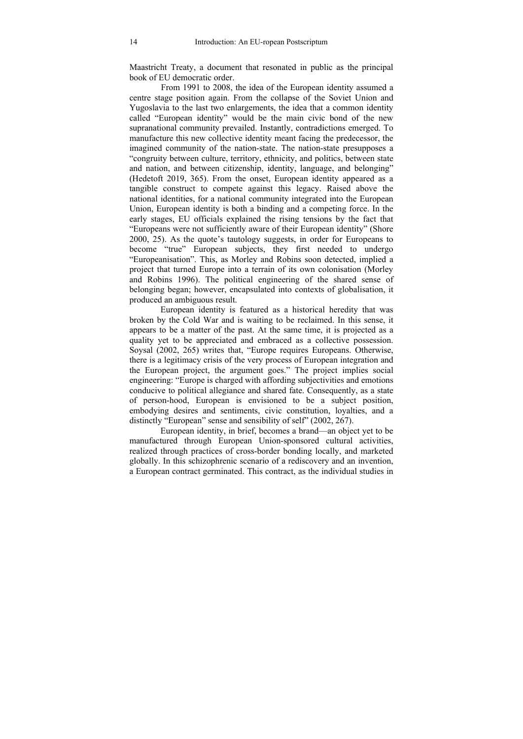Maastricht Treaty, a document that resonated in public as the principal book of EU democratic order.

From 1991 to 2008, the idea of the European identity assumed a centre stage position again. From the collapse of the Soviet Union and Yugoslavia to the last two enlargements, the idea that a common identity called "European identity" would be the main civic bond of the new supranational community prevailed. Instantly, contradictions emerged. To manufacture this new collective identity meant facing the predecessor, the imagined community of the nation-state. The nation-state presupposes a "congruity between culture, territory, ethnicity, and politics, between state and nation, and between citizenship, identity, language, and belonging" (Hedetoft 2019, 365). From the onset, European identity appeared as a tangible construct to compete against this legacy. Raised above the national identities, for a national community integrated into the European Union, European identity is both a binding and a competing force. In the early stages, EU officials explained the rising tensions by the fact that "Europeans were not sufficiently aware of their European identity" (Shore 2000, 25). As the quote's tautology suggests, in order for Europeans to become "true" European subjects, they first needed to undergo "Europeanisation". This, as Morley and Robins soon detected, implied a project that turned Europe into a terrain of its own colonisation (Morley and Robins 1996). The political engineering of the shared sense of belonging began; however, encapsulated into contexts of globalisation, it produced an ambiguous result.

European identity is featured as a historical heredity that was broken by the Cold War and is waiting to be reclaimed. In this sense, it appears to be a matter of the past. At the same time, it is projected as a quality yet to be appreciated and embraced as a collective possession. Soysal (2002, 265) writes that, "Europe requires Europeans. Otherwise, there is a legitimacy crisis of the very process of European integration and the European project, the argument goes." The project implies social engineering: "Europe is charged with affording subjectivities and emotions conducive to political allegiance and shared fate. Consequently, as a state of person-hood, European is envisioned to be a subject position, embodying desires and sentiments, civic constitution, loyalties, and a distinctly "European" sense and sensibility of self" (2002, 267).

European identity, in brief, becomes a brand—an object yet to be manufactured through European Union-sponsored cultural activities, realized through practices of cross-border bonding locally, and marketed globally. In this schizophrenic scenario of a rediscovery and an invention, a European contract germinated. This contract, as the individual studies in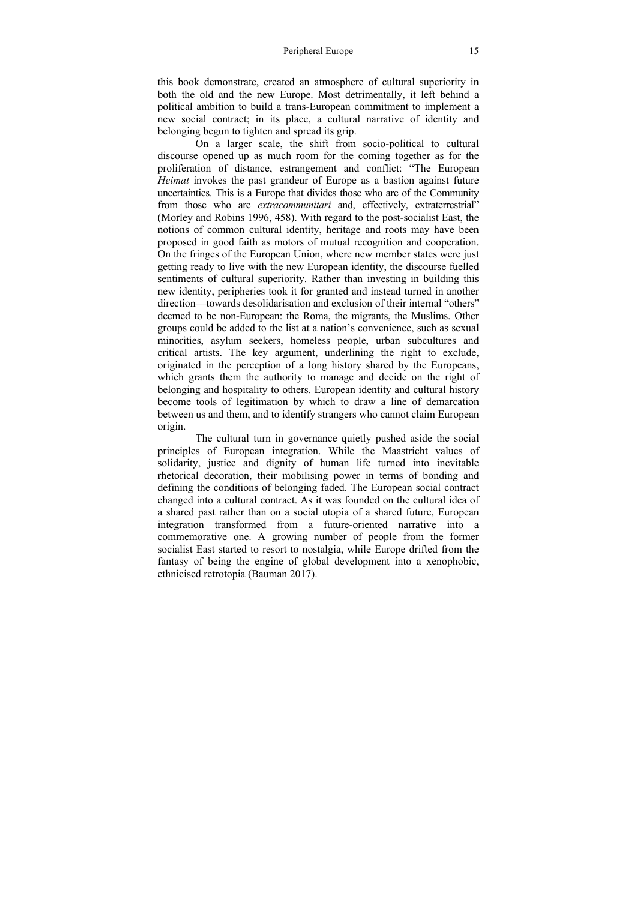this book demonstrate, created an atmosphere of cultural superiority in both the old and the new Europe. Most detrimentally, it left behind a political ambition to build a trans-European commitment to implement a new social contract; in its place, a cultural narrative of identity and belonging begun to tighten and spread its grip.

On a larger scale, the shift from socio-political to cultural discourse opened up as much room for the coming together as for the proliferation of distance, estrangement and conflict: "The European *Heimat* invokes the past grandeur of Europe as a bastion against future uncertainties. This is a Europe that divides those who are of the Community from those who are *extracommunitari* and, effectively, extraterrestrial" (Morley and Robins 1996, 458). With regard to the post-socialist East, the notions of common cultural identity, heritage and roots may have been proposed in good faith as motors of mutual recognition and cooperation. On the fringes of the European Union, where new member states were just getting ready to live with the new European identity, the discourse fuelled sentiments of cultural superiority. Rather than investing in building this new identity, peripheries took it for granted and instead turned in another direction—towards desolidarisation and exclusion of their internal "others" deemed to be non-European: the Roma, the migrants, the Muslims. Other groups could be added to the list at a nation's convenience, such as sexual minorities, asylum seekers, homeless people, urban subcultures and critical artists. The key argument, underlining the right to exclude, originated in the perception of a long history shared by the Europeans, which grants them the authority to manage and decide on the right of belonging and hospitality to others. European identity and cultural history become tools of legitimation by which to draw a line of demarcation between us and them, and to identify strangers who cannot claim European origin.

The cultural turn in governance quietly pushed aside the social principles of European integration. While the Maastricht values of solidarity, justice and dignity of human life turned into inevitable rhetorical decoration, their mobilising power in terms of bonding and defining the conditions of belonging faded. The European social contract changed into a cultural contract. As it was founded on the cultural idea of a shared past rather than on a social utopia of a shared future, European integration transformed from a future-oriented narrative into a commemorative one. A growing number of people from the former socialist East started to resort to nostalgia, while Europe drifted from the fantasy of being the engine of global development into a xenophobic, ethnicised retrotopia (Bauman 2017).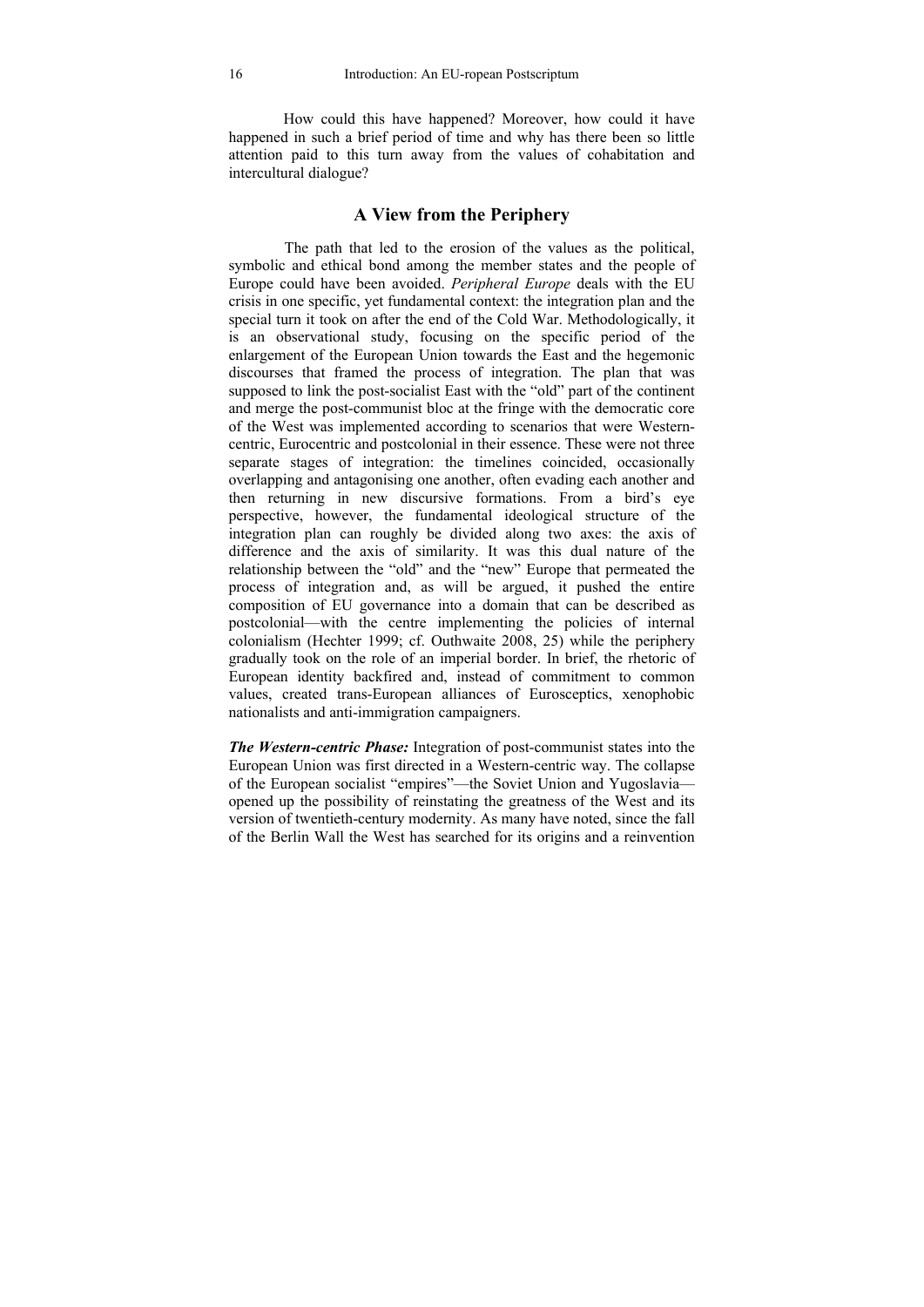How could this have happened? Moreover, how could it have happened in such a brief period of time and why has there been so little attention paid to this turn away from the values of cohabitation and intercultural dialogue?

## A View from the Periphery

The path that led to the erosion of the values as the political, symbolic and ethical bond among the member states and the people of Europe could have been avoided. *Peripheral Europe* deals with the EU crisis in one specific, yet fundamental context: the integration plan and the special turn it took on after the end of the Cold War. Methodologically, it is an observational study, focusing on the specific period of the enlargement of the European Union towards the East and the hegemonic discourses that framed the process of integration. The plan that was supposed to link the post-socialist East with the "old" part of the continent and merge the post-communist bloc at the fringe with the democratic core of the West was implemented according to scenarios that were Western-centric, Eurocentric and postcolonial in their essence. These were not three separate stages of integration: the timelines coincided, occasionally overlapping and antagonising one another, often evading each another and then returning in new discursive formations. From a bird's eye perspective, however, the fundamental ideological structure of the integration plan can roughly be divided along two axes: the axis of difference and the axis of similarity. It was this dual nature of the relationship between the "old" and the "new" Europe that permeated the process of integration and, as will be argued, it pushed the entire composition of EU governance into a domain that can be described as postcolonial—with the centre implementing the policies of internal colonialism (Hechter 1999; cf. Outhwaite 2008, 25) while the periphery gradually took on the role of an imperial border. In brief, the rhetoric of European identity backfired and, instead of commitment to common values, created trans-European alliances of Eurosceptics, xenophobic nationalists and anti-immigration campaigners.

***The Western-centric Phase:*** Integration of post-communist states into the European Union was first directed in a Western-centric way. The collapse of the European socialist "empires"—the Soviet Union and Yugoslavia—opened up the possibility of reinstating the greatness of the West and its version of twentieth-century modernity. As many have noted, since the fall of the Berlin Wall the West has searched for its origins and a reinvention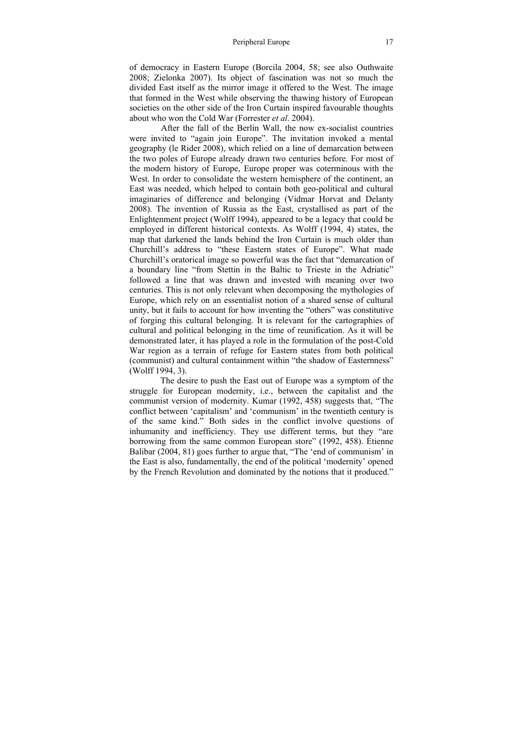of democracy in Eastern Europe (Borcila 2004, 58; see also Outhwaite 2008; Zielonka 2007). Its object of fascination was not so much the divided East itself as the mirror image it offered to the West. The image that formed in the West while observing the thawing history of European societies on the other side of the Iron Curtain inspired favourable thoughts about who won the Cold War (Forrester *et al*. 2004).

After the fall of the Berlin Wall, the now ex-socialist countries were invited to "again join Europe". The invitation invoked a mental geography (le Rider 2008), which relied on a line of demarcation between the two poles of Europe already drawn two centuries before. For most of the modern history of Europe, Europe proper was coterminous with the West. In order to consolidate the western hemisphere of the continent, an East was needed, which helped to contain both geo-political and cultural imaginaries of difference and belonging (Vidmar Horvat and Delanty 2008). The invention of Russia as the East, crystallised as part of the Enlightenment project (Wolff 1994), appeared to be a legacy that could be employed in different historical contexts. As Wolff (1994, 4) states, the map that darkened the lands behind the Iron Curtain is much older than Churchill's address to "these Eastern states of Europe". What made Churchill's oratorical image so powerful was the fact that "demarcation of a boundary line "from Stettin in the Baltic to Trieste in the Adriatic" followed a line that was drawn and invested with meaning over two centuries. This is not only relevant when decomposing the mythologies of Europe, which rely on an essentialist notion of a shared sense of cultural unity, but it fails to account for how inventing the "others" was constitutive of forging this cultural belonging. It is relevant for the cartographies of cultural and political belonging in the time of reunification. As it will be demonstrated later, it has played a role in the formulation of the post-Cold War region as a terrain of refuge for Eastern states from both political (communist) and cultural containment within "the shadow of Easternness" (Wolff 1994, 3).

The desire to push the East out of Europe was a symptom of the struggle for European modernity, i.e., between the capitalist and the communist version of modernity. Kumar (1992, 458) suggests that, "The conflict between 'capitalism' and 'communism' in the twentieth century is of the same kind." Both sides in the conflict involve questions of inhumanity and inefficiency. They use different terms, but they "are borrowing from the same common European store" (1992, 458). Étienne Balibar (2004, 81) goes further to argue that, "The 'end of communism' in the East is also, fundamentally, the end of the political 'modernity' opened by the French Revolution and dominated by the notions that it produced."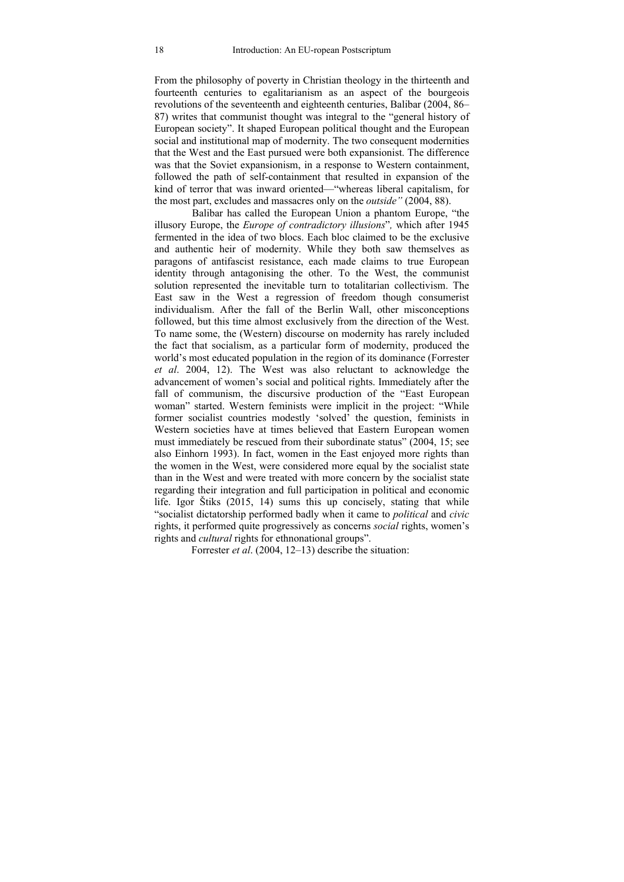From the philosophy of poverty in Christian theology in the thirteenth and fourteenth centuries to egalitarianism as an aspect of the bourgeois revolutions of the seventeenth and eighteenth centuries, Balibar (2004, 86–87) writes that communist thought was integral to the "general history of European society". It shaped European political thought and the European social and institutional map of modernity. The two consequent modernities that the West and the East pursued were both expansionist. The difference was that the Soviet expansionism, in a response to Western containment, followed the path of self-containment that resulted in expansion of the kind of terror that was inward oriented—"whereas liberal capitalism, for the most part, excludes and massacres only on the *outside"* (2004, 88).

Balibar has called the European Union a phantom Europe, "the illusory Europe, the *Europe of contradictory illusions*"*,* which after 1945 fermented in the idea of two blocs. Each bloc claimed to be the exclusive and authentic heir of modernity. While they both saw themselves as paragons of antifascist resistance, each made claims to true European identity through antagonising the other. To the West, the communist solution represented the inevitable turn to totalitarian collectivism. The East saw in the West a regression of freedom though consumerist individualism. After the fall of the Berlin Wall, other misconceptions followed, but this time almost exclusively from the direction of the West. To name some, the (Western) discourse on modernity has rarely included the fact that socialism, as a particular form of modernity, produced the world's most educated population in the region of its dominance (Forrester *et al*. 2004, 12). The West was also reluctant to acknowledge the advancement of women's social and political rights. Immediately after the fall of communism, the discursive production of the "East European woman" started. Western feminists were implicit in the project: "While former socialist countries modestly 'solved' the question, feminists in Western societies have at times believed that Eastern European women must immediately be rescued from their subordinate status" (2004, 15; see also Einhorn 1993). In fact, women in the East enjoyed more rights than the women in the West, were considered more equal by the socialist state than in the West and were treated with more concern by the socialist state regarding their integration and full participation in political and economic life. Igor Štiks (2015, 14) sums this up concisely, stating that while "socialist dictatorship performed badly when it came to *political* and *civic* rights, it performed quite progressively as concerns *social* rights, women's rights and *cultural* rights for ethnonational groups".

Forrester *et al*. (2004, 12–13) describe the situation: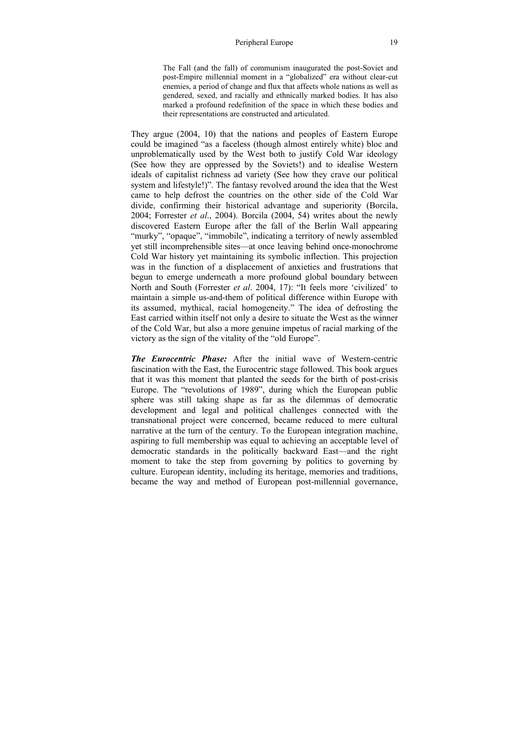> The Fall (and the fall) of communism inaugurated the post-Soviet and post-Empire millennial moment in a "globalized" era without clear-cut enemies, a period of change and flux that affects whole nations as well as gendered, sexed, and racially and ethnically marked bodies. It has also marked a profound redefinition of the space in which these bodies and their representations are constructed and articulated.

They argue (2004, 10) that the nations and peoples of Eastern Europe could be imagined "as a faceless (though almost entirely white) bloc and unproblematically used by the West both to justify Cold War ideology (See how they are oppressed by the Soviets!) and to idealise Western ideals of capitalist richness ad variety (See how they crave our political system and lifestyle!)". The fantasy revolved around the idea that the West came to help defrost the countries on the other side of the Cold War divide, confirming their historical advantage and superiority (Borcila, 2004; Forrester *et al*., 2004). Borcila (2004, 54) writes about the newly discovered Eastern Europe after the fall of the Berlin Wall appearing "murky", "opaque", "immobile", indicating a territory of newly assembled yet still incomprehensible sites—at once leaving behind once-monochrome Cold War history yet maintaining its symbolic inflection. This projection was in the function of a displacement of anxieties and frustrations that begun to emerge underneath a more profound global boundary between North and South (Forrester *et al*. 2004, 17): "It feels more 'civilized' to maintain a simple us-and-them of political difference within Europe with its assumed, mythical, racial homogeneity." The idea of defrosting the East carried within itself not only a desire to situate the West as the winner of the Cold War, but also a more genuine impetus of racial marking of the victory as the sign of the vitality of the "old Europe".

***The Eurocentric Phase:*** After the initial wave of Western-centric fascination with the East, the Eurocentric stage followed. This book argues that it was this moment that planted the seeds for the birth of post-crisis Europe. The "revolutions of 1989", during which the European public sphere was still taking shape as far as the dilemmas of democratic development and legal and political challenges connected with the transnational project were concerned, became reduced to mere cultural narrative at the turn of the century. To the European integration machine, aspiring to full membership was equal to achieving an acceptable level of democratic standards in the politically backward East—and the right moment to take the step from governing by politics to governing by culture. European identity, including its heritage, memories and traditions, became the way and method of European post-millennial governance,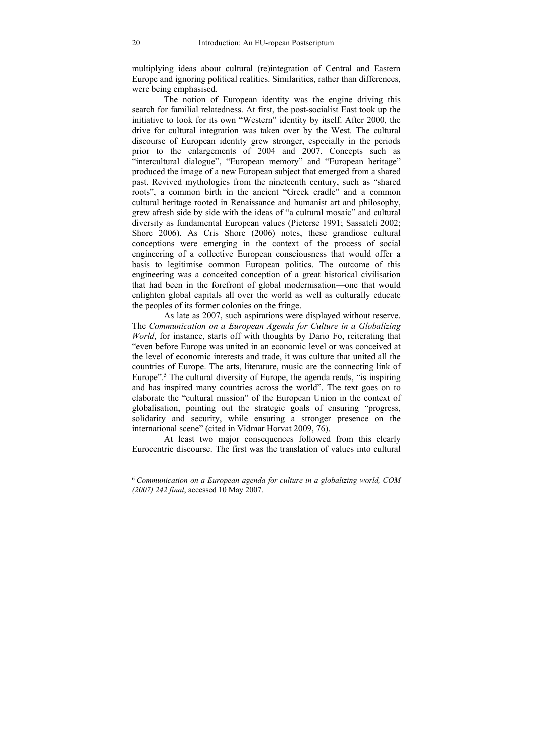multiplying ideas about cultural (re)integration of Central and Eastern Europe and ignoring political realities. Similarities, rather than differences, were being emphasised.

The notion of European identity was the engine driving this search for familial relatedness. At first, the post-socialist East took up the initiative to look for its own "Western" identity by itself. After 2000, the drive for cultural integration was taken over by the West. The cultural discourse of European identity grew stronger, especially in the periods prior to the enlargements of 2004 and 2007. Concepts such as "intercultural dialogue", "European memory" and "European heritage" produced the image of a new European subject that emerged from a shared past. Revived mythologies from the nineteenth century, such as "shared roots", a common birth in the ancient "Greek cradle" and a common cultural heritage rooted in Renaissance and humanist art and philosophy, grew afresh side by side with the ideas of "a cultural mosaic" and cultural diversity as fundamental European values (Pieterse 1991; Sassateli 2002; Shore 2006). As Cris Shore (2006) notes, these grandiose cultural conceptions were emerging in the context of the process of social engineering of a collective European consciousness that would offer a basis to legitimise common European politics. The outcome of this engineering was a conceited conception of a great historical civilisation that had been in the forefront of global modernisation—one that would enlighten global capitals all over the world as well as culturally educate the peoples of its former colonies on the fringe.

As late as 2007, such aspirations were displayed without reserve. The *Communication on a European Agenda for Culture in a Globalizing World*, for instance, starts off with thoughts by Dario Fo, reiterating that "even before Europe was united in an economic level or was conceived at the level of economic interests and trade, it was culture that united all the countries of Europe. The arts, literature, music are the connecting link of Europe".[5] The cultural diversity of Europe, the agenda reads, "is inspiring and has inspired many countries across the world". The text goes on to elaborate the "cultural mission" of the European Union in the context of globalisation, pointing out the strategic goals of ensuring "progress, solidarity and security, while ensuring a stronger presence on the international scene" (cited in Vidmar Horvat 2009, 76).

At least two major consequences followed from this clearly Eurocentric discourse. The first was the translation of values into cultural

---

[6] *Communication on a European agenda for culture in a globalizing world, COM (2007) 242 final*, accessed 10 May 2007.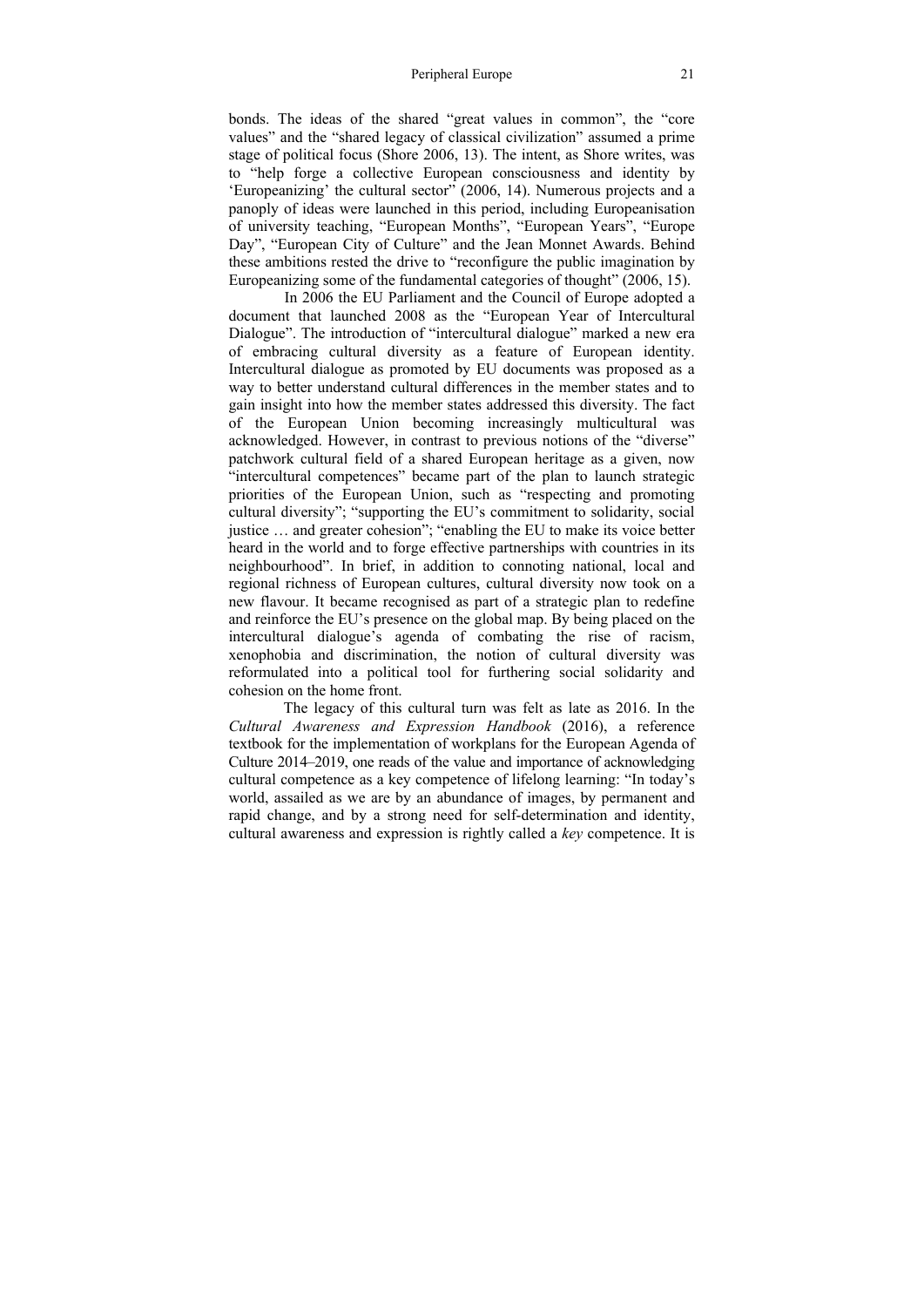bonds. The ideas of the shared "great values in common", the "core values" and the "shared legacy of classical civilization" assumed a prime stage of political focus (Shore 2006, 13). The intent, as Shore writes, was to "help forge a collective European consciousness and identity by 'Europeanizing' the cultural sector" (2006, 14). Numerous projects and a panoply of ideas were launched in this period, including Europeanisation of university teaching, "European Months", "European Years", "Europe Day", "European City of Culture" and the Jean Monnet Awards. Behind these ambitions rested the drive to "reconfigure the public imagination by Europeanizing some of the fundamental categories of thought" (2006, 15).

In 2006 the EU Parliament and the Council of Europe adopted a document that launched 2008 as the "European Year of Intercultural Dialogue". The introduction of "intercultural dialogue" marked a new era of embracing cultural diversity as a feature of European identity. Intercultural dialogue as promoted by EU documents was proposed as a way to better understand cultural differences in the member states and to gain insight into how the member states addressed this diversity. The fact of the European Union becoming increasingly multicultural was acknowledged. However, in contrast to previous notions of the "diverse" patchwork cultural field of a shared European heritage as a given, now "intercultural competences" became part of the plan to launch strategic priorities of the European Union, such as "respecting and promoting cultural diversity"; "supporting the EU's commitment to solidarity, social justice … and greater cohesion"; "enabling the EU to make its voice better heard in the world and to forge effective partnerships with countries in its neighbourhood". In brief, in addition to connoting national, local and regional richness of European cultures, cultural diversity now took on a new flavour. It became recognised as part of a strategic plan to redefine and reinforce the EU's presence on the global map. By being placed on the intercultural dialogue's agenda of combating the rise of racism, xenophobia and discrimination, the notion of cultural diversity was reformulated into a political tool for furthering social solidarity and cohesion on the home front.

The legacy of this cultural turn was felt as late as 2016. In the *Cultural Awareness and Expression Handbook* (2016), a reference textbook for the implementation of workplans for the European Agenda of Culture 2014–2019, one reads of the value and importance of acknowledging cultural competence as a key competence of lifelong learning: "In today's world, assailed as we are by an abundance of images, by permanent and rapid change, and by a strong need for self-determination and identity, cultural awareness and expression is rightly called a *key* competence. It is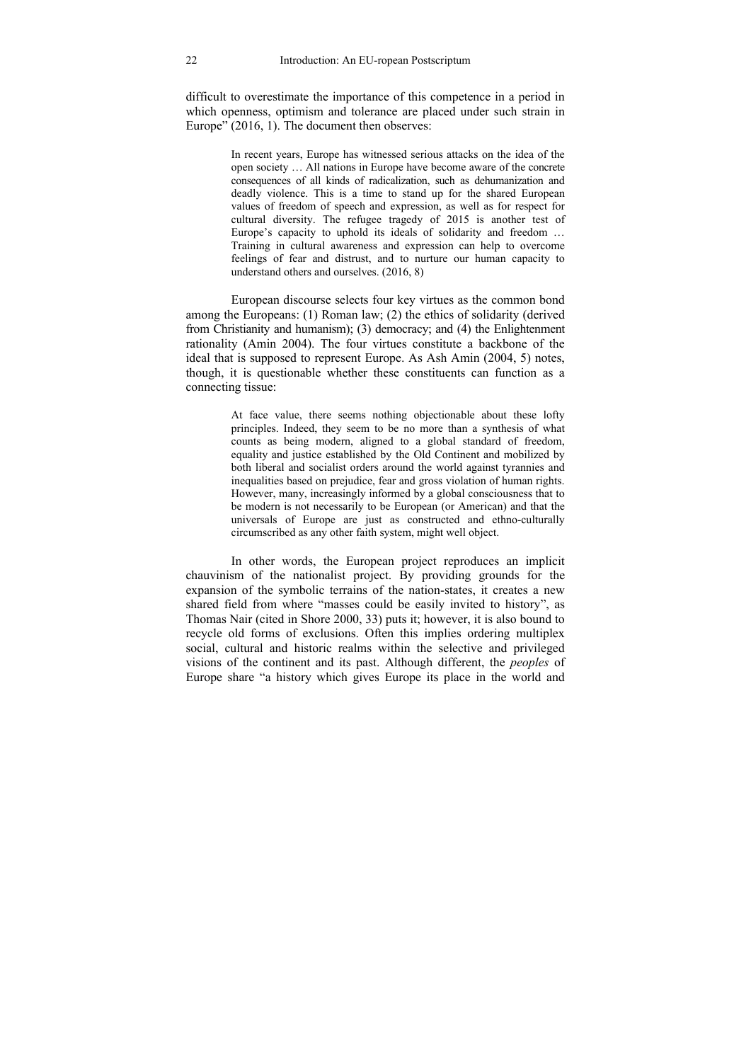difficult to overestimate the importance of this competence in a period in which openness, optimism and tolerance are placed under such strain in Europe" (2016, 1). The document then observes:

> In recent years, Europe has witnessed serious attacks on the idea of the open society … All nations in Europe have become aware of the concrete consequences of all kinds of radicalization, such as dehumanization and deadly violence. This is a time to stand up for the shared European values of freedom of speech and expression, as well as for respect for cultural diversity. The refugee tragedy of 2015 is another test of Europe's capacity to uphold its ideals of solidarity and freedom … Training in cultural awareness and expression can help to overcome feelings of fear and distrust, and to nurture our human capacity to understand others and ourselves. (2016, 8)

European discourse selects four key virtues as the common bond among the Europeans: (1) Roman law; (2) the ethics of solidarity (derived from Christianity and humanism); (3) democracy; and (4) the Enlightenment rationality (Amin 2004). The four virtues constitute a backbone of the ideal that is supposed to represent Europe. As Ash Amin (2004, 5) notes, though, it is questionable whether these constituents can function as a connecting tissue:

> At face value, there seems nothing objectionable about these lofty principles. Indeed, they seem to be no more than a synthesis of what counts as being modern, aligned to a global standard of freedom, equality and justice established by the Old Continent and mobilized by both liberal and socialist orders around the world against tyrannies and inequalities based on prejudice, fear and gross violation of human rights. However, many, increasingly informed by a global consciousness that to be modern is not necessarily to be European (or American) and that the universals of Europe are just as constructed and ethno-culturally circumscribed as any other faith system, might well object.

In other words, the European project reproduces an implicit chauvinism of the nationalist project. By providing grounds for the expansion of the symbolic terrains of the nation-states, it creates a new shared field from where "masses could be easily invited to history", as Thomas Nair (cited in Shore 2000, 33) puts it; however, it is also bound to recycle old forms of exclusions. Often this implies ordering multiplex social, cultural and historic realms within the selective and privileged visions of the continent and its past. Although different, the *peoples* of Europe share "a history which gives Europe its place in the world and